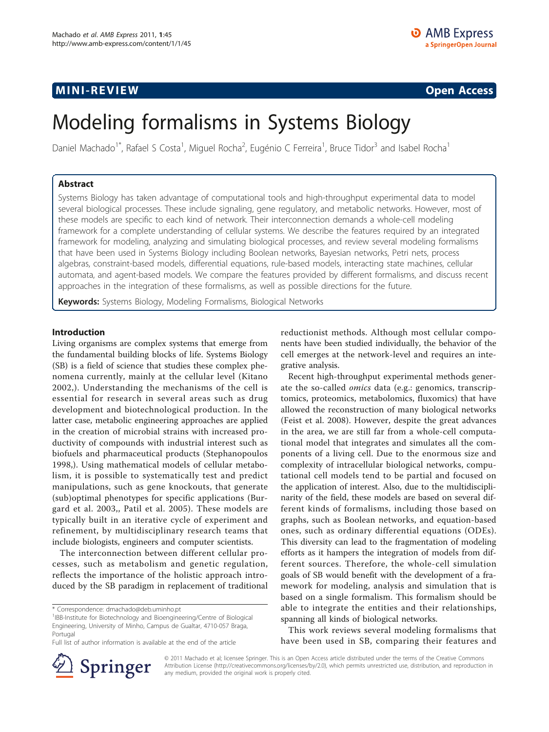**MINI-REVIEW** **Open Access**

# Modeling formalisms in Systems Biology

Daniel Machado[1*], Rafael S Costa[1], Miguel Rocha[2], Eugénio C Ferreira[1], Bruce Tidor[3] and Isabel Rocha[1]

## Abstract

Systems Biology has taken advantage of computational tools and high-throughput experimental data to model several biological processes. These include signaling, gene regulatory, and metabolic networks. However, most of these models are specific to each kind of network. Their interconnection demands a whole-cell modeling framework for a complete understanding of cellular systems. We describe the features required by an integrated framework for modeling, analyzing and simulating biological processes, and review several modeling formalisms that have been used in Systems Biology including Boolean networks, Bayesian networks, Petri nets, process algebras, constraint-based models, differential equations, rule-based models, interacting state machines, cellular automata, and agent-based models. We compare the features provided by different formalisms, and discuss recent approaches in the integration of these formalisms, as well as possible directions for the future.

**Keywords:** Systems Biology, Modeling Formalisms, Biological Networks

## Introduction

Living organisms are complex systems that emerge from the fundamental building blocks of life. Systems Biology (SB) is a field of science that studies these complex phenomena currently, mainly at the cellular level (Kitano 2002,). Understanding the mechanisms of the cell is essential for research in several areas such as drug development and biotechnological production. In the latter case, metabolic engineering approaches are applied in the creation of microbial strains with increased productivity of compounds with industrial interest such as biofuels and pharmaceutical products (Stephanopoulos 1998,). Using mathematical models of cellular metabolism, it is possible to systematically test and predict manipulations, such as gene knockouts, that generate (sub)optimal phenotypes for specific applications (Burgard et al. 2003,, Patil et al. 2005). These models are typically built in an iterative cycle of experiment and refinement, by multidisciplinary research teams that include biologists, engineers and computer scientists.

The interconnection between different cellular processes, such as metabolism and genetic regulation, reflects the importance of the holistic approach introduced by the SB paradigm in replacement of traditional reductionist methods. Although most cellular components have been studied individually, the behavior of the cell emerges at the network-level and requires an integrative analysis.

Recent high-throughput experimental methods generate the so-called *omics* data (e.g.: genomics, transcriptomics, proteomics, metabolomics, fluxomics) that have allowed the reconstruction of many biological networks (Feist et al. 2008). However, despite the great advances in the area, we are still far from a whole-cell computational model that integrates and simulates all the components of a living cell. Due to the enormous size and complexity of intracellular biological networks, computational cell models tend to be partial and focused on the application of interest. Also, due to the multidisciplinarity of the field, these models are based on several different kinds of formalisms, including those based on graphs, such as Boolean networks, and equation-based ones, such as ordinary differential equations (ODEs). This diversity can lead to the fragmentation of modeling efforts as it hampers the integration of models from different sources. Therefore, the whole-cell simulation goals of SB would benefit with the development of a framework for modeling, analysis and simulation that is based on a single formalism. This formalism should be able to integrate the entities and their relationships, spanning all kinds of biological networks.

This work reviews several modeling formalisms that have been used in SB, comparing their features and

\* Correspondence: dmachado@deb.uminho.pt
[1]IBB-Institute for Biotechnology and Bioengineering/Centre of Biological Engineering, University of Minho, Campus de Gualtar, 4710-057 Braga, Portugal
Full list of author information is available at the end of the article

© 2011 Machado et al; licensee Springer. This is an Open Access article distributed under the terms of the Creative Commons Attribution License (http://creativecommons.org/licenses/by/2.0), which permits unrestricted use, distribution, and reproduction in any medium, provided the original work is properly cited.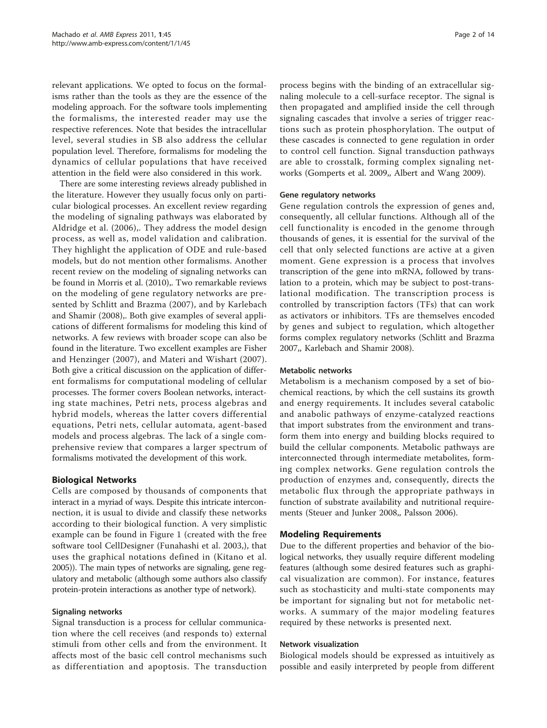relevant applications. We opted to focus on the formalisms rather than the tools as they are the essence of the modeling approach. For the software tools implementing the formalisms, the interested reader may use the respective references. Note that besides the intracellular level, several studies in SB also address the cellular population level. Therefore, formalisms for modeling the dynamics of cellular populations that have received attention in the field were also considered in this work.

There are some interesting reviews already published in the literature. However they usually focus only on particular biological processes. An excellent review regarding the modeling of signaling pathways was elaborated by Aldridge et al. (2006),. They address the model design process, as well as, model validation and calibration. They highlight the application of ODE and rule-based models, but do not mention other formalisms. Another recent review on the modeling of signaling networks can be found in Morris et al. (2010),. Two remarkable reviews on the modeling of gene regulatory networks are presented by Schlitt and Brazma (2007), and by Karlebach and Shamir (2008),. Both give examples of several applications of different formalisms for modeling this kind of networks. A few reviews with broader scope can also be found in the literature. Two excellent examples are Fisher and Henzinger (2007), and Materi and Wishart (2007). Both give a critical discussion on the application of different formalisms for computational modeling of cellular processes. The former covers Boolean networks, interacting state machines, Petri nets, process algebras and hybrid models, whereas the latter covers differential equations, Petri nets, cellular automata, agent-based models and process algebras. The lack of a single comprehensive review that compares a larger spectrum of formalisms motivated the development of this work.

## Biological Networks

Cells are composed by thousands of components that interact in a myriad of ways. Despite this intricate interconnection, it is usual to divide and classify these networks according to their biological function. A very simplistic example can be found in Figure 1 (created with the free software tool CellDesigner (Funahashi et al. 2003,), that uses the graphical notations defined in (Kitano et al. 2005)). The main types of networks are signaling, gene regulatory and metabolic (although some authors also classify protein-protein interactions as another type of network).

### Signaling networks

Signal transduction is a process for cellular communication where the cell receives (and responds to) external stimuli from other cells and from the environment. It affects most of the basic cell control mechanisms such as differentiation and apoptosis. The transduction process begins with the binding of an extracellular signaling molecule to a cell-surface receptor. The signal is then propagated and amplified inside the cell through signaling cascades that involve a series of trigger reactions such as protein phosphorylation. The output of these cascades is connected to gene regulation in order to control cell function. Signal transduction pathways are able to crosstalk, forming complex signaling networks (Gomperts et al. 2009,, Albert and Wang 2009).

### Gene regulatory networks

Gene regulation controls the expression of genes and, consequently, all cellular functions. Although all of the cell functionality is encoded in the genome through thousands of genes, it is essential for the survival of the cell that only selected functions are active at a given moment. Gene expression is a process that involves transcription of the gene into mRNA, followed by translation to a protein, which may be subject to post-translational modification. The transcription process is controlled by transcription factors (TFs) that can work as activators or inhibitors. TFs are themselves encoded by genes and subject to regulation, which altogether forms complex regulatory networks (Schlitt and Brazma 2007,, Karlebach and Shamir 2008).

### Metabolic networks

Metabolism is a mechanism composed by a set of biochemical reactions, by which the cell sustains its growth and energy requirements. It includes several catabolic and anabolic pathways of enzyme-catalyzed reactions that import substrates from the environment and transform them into energy and building blocks required to build the cellular components. Metabolic pathways are interconnected through intermediate metabolites, forming complex networks. Gene regulation controls the production of enzymes and, consequently, directs the metabolic flux through the appropriate pathways in function of substrate availability and nutritional requirements (Steuer and Junker 2008,, Palsson 2006).

## Modeling Requirements

Due to the different properties and behavior of the biological networks, they usually require different modeling features (although some desired features such as graphical visualization are common). For instance, features such as stochasticity and multi-state components may be important for signaling but not for metabolic networks. A summary of the major modeling features required by these networks is presented next.

### Network visualization

Biological models should be expressed as intuitively as possible and easily interpreted by people from different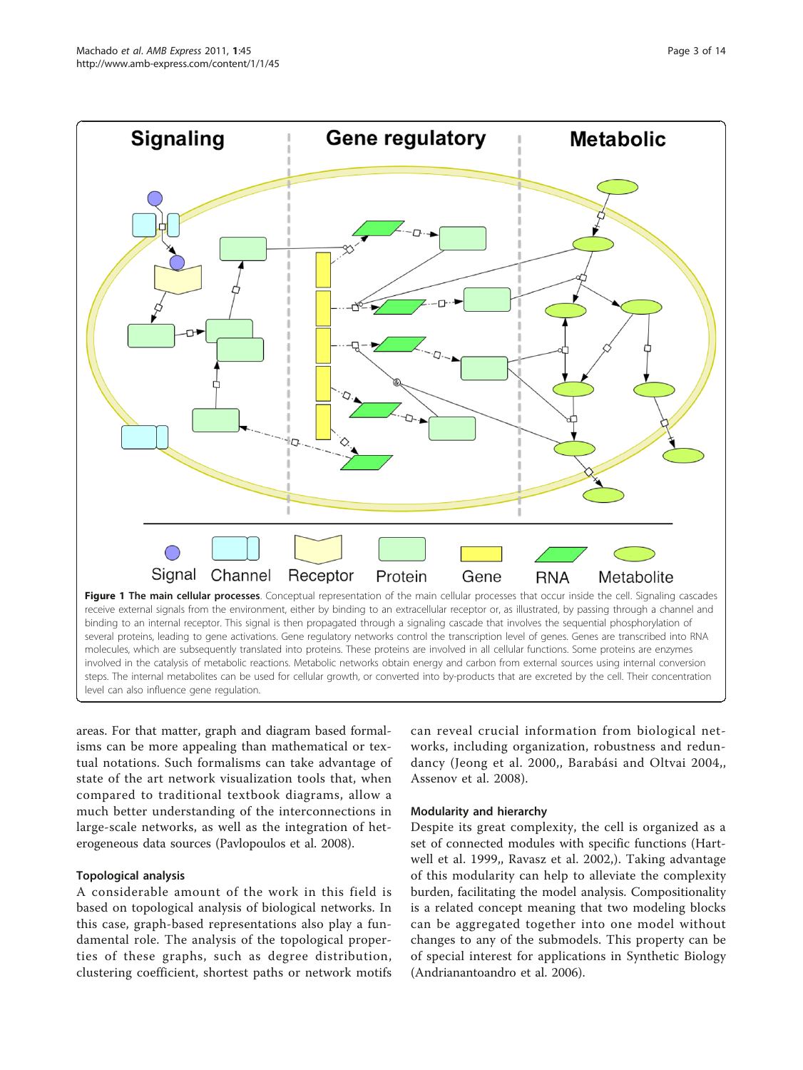Signaling

Gene regulatory

Metabolic

Signal

Channel

Receptor

Protein

Gene

RNA

Metabolite

**Figure 1 The main cellular processes**. Conceptual representation of the main cellular processes that occur inside the cell. Signaling cascades receive external signals from the environment, either by binding to an extracellular receptor or, as illustrated, by passing through a channel and binding to an internal receptor. This signal is then propagated through a signaling cascade that involves the sequential phosphorylation of several proteins, leading to gene activations. Gene regulatory networks control the transcription level of genes. Genes are transcribed into RNA molecules, which are subsequently translated into proteins. These proteins are involved in all cellular functions. Some proteins are enzymes involved in the catalysis of metabolic reactions. Metabolic networks obtain energy and carbon from external sources using internal conversion steps. The internal metabolites can be used for cellular growth, or converted into by-products that are excreted by the cell. Their concentration level can also influence gene regulation.

areas. For that matter, graph and diagram based formalisms can be more appealing than mathematical or textual notations. Such formalisms can take advantage of state of the art network visualization tools that, when compared to traditional textbook diagrams, allow a much better understanding of the interconnections in large-scale networks, as well as the integration of heterogeneous data sources (Pavlopoulos et al. 2008).

### Topological analysis

A considerable amount of the work in this field is based on topological analysis of biological networks. In this case, graph-based representations also play a fundamental role. The analysis of the topological properties of these graphs, such as degree distribution, clustering coefficient, shortest paths or network motifs can reveal crucial information from biological networks, including organization, robustness and redundancy (Jeong et al. 2000,, Barabási and Oltvai 2004,, Assenov et al. 2008).

### Modularity and hierarchy

Despite its great complexity, the cell is organized as a set of connected modules with specific functions (Hartwell et al. 1999,, Ravasz et al. 2002,). Taking advantage of this modularity can help to alleviate the complexity burden, facilitating the model analysis. Compositionality is a related concept meaning that two modeling blocks can be aggregated together into one model without changes to any of the submodels. This property can be of special interest for applications in Synthetic Biology (Andrianantoandro et al. 2006).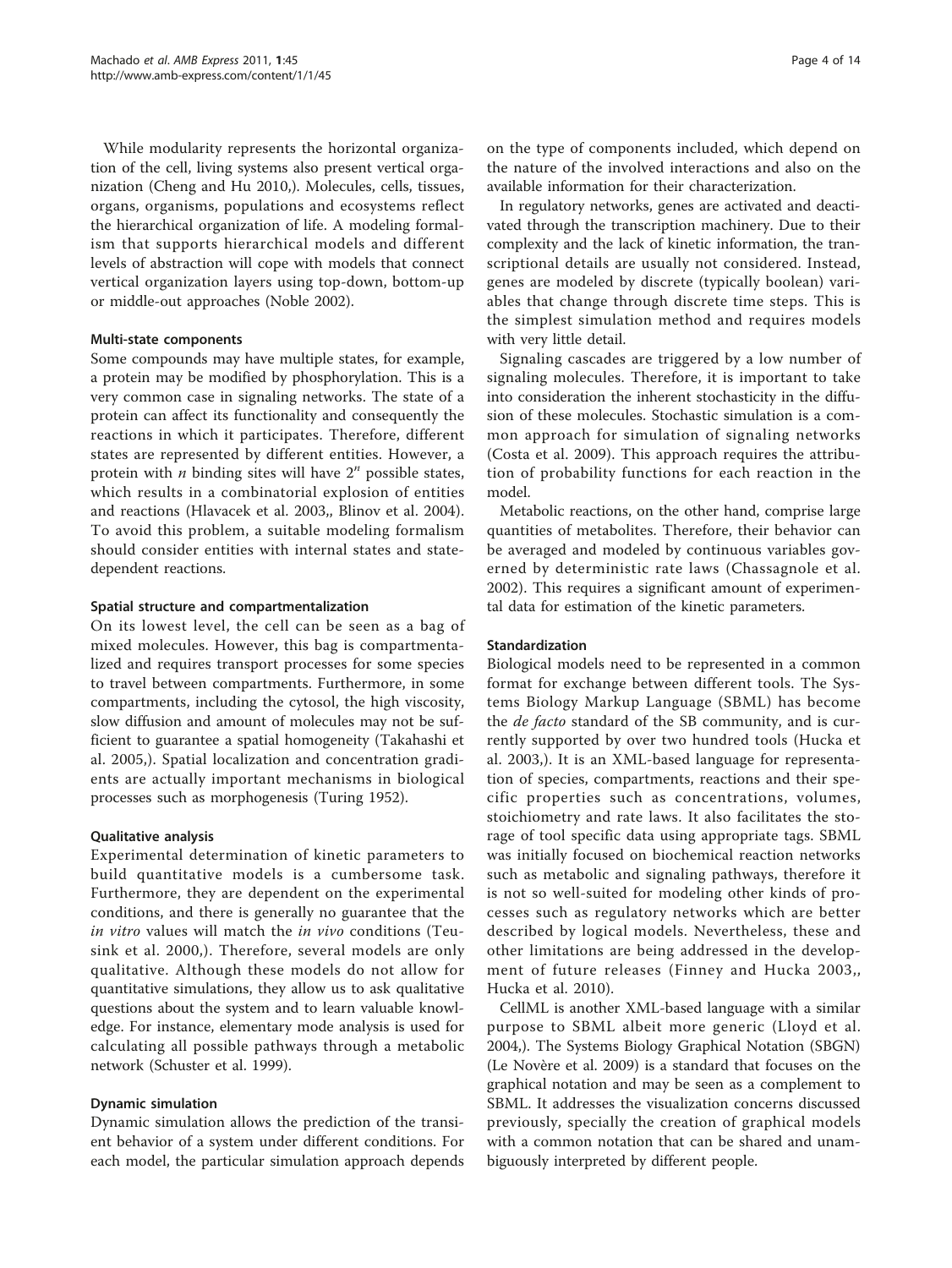While modularity represents the horizontal organization of the cell, living systems also present vertical organization (Cheng and Hu 2010,). Molecules, cells, tissues, organs, organisms, populations and ecosystems reflect the hierarchical organization of life. A modeling formalism that supports hierarchical models and different levels of abstraction will cope with models that connect vertical organization layers using top-down, bottom-up or middle-out approaches (Noble 2002).

### Multi-state components

Some compounds may have multiple states, for example, a protein may be modified by phosphorylation. This is a very common case in signaling networks. The state of a protein can affect its functionality and consequently the reactions in which it participates. Therefore, different states are represented by different entities. However, a protein with $n$ binding sites will have $2^n$ possible states, which results in a combinatorial explosion of entities and reactions (Hlavacek et al. 2003,, Blinov et al. 2004). To avoid this problem, a suitable modeling formalism should consider entities with internal states and state-dependent reactions.

### Spatial structure and compartmentalization

On its lowest level, the cell can be seen as a bag of mixed molecules. However, this bag is compartmentalized and requires transport processes for some species to travel between compartments. Furthermore, in some compartments, including the cytosol, the high viscosity, slow diffusion and amount of molecules may not be sufficient to guarantee a spatial homogeneity (Takahashi et al. 2005,). Spatial localization and concentration gradients are actually important mechanisms in biological processes such as morphogenesis (Turing 1952).

### Qualitative analysis

Experimental determination of kinetic parameters to build quantitative models is a cumbersome task. Furthermore, they are dependent on the experimental conditions, and there is generally no guarantee that the *in vitro* values will match the *in vivo* conditions (Teusink et al. 2000,). Therefore, several models are only qualitative. Although these models do not allow for quantitative simulations, they allow us to ask qualitative questions about the system and to learn valuable knowledge. For instance, elementary mode analysis is used for calculating all possible pathways through a metabolic network (Schuster et al. 1999).

### Dynamic simulation

Dynamic simulation allows the prediction of the transient behavior of a system under different conditions. For each model, the particular simulation approach depends on the type of components included, which depend on the nature of the involved interactions and also on the available information for their characterization.

In regulatory networks, genes are activated and deactivated through the transcription machinery. Due to their complexity and the lack of kinetic information, the transcriptional details are usually not considered. Instead, genes are modeled by discrete (typically boolean) variables that change through discrete time steps. This is the simplest simulation method and requires models with very little detail.

Signaling cascades are triggered by a low number of signaling molecules. Therefore, it is important to take into consideration the inherent stochasticity in the diffusion of these molecules. Stochastic simulation is a common approach for simulation of signaling networks (Costa et al. 2009). This approach requires the attribution of probability functions for each reaction in the model.

Metabolic reactions, on the other hand, comprise large quantities of metabolites. Therefore, their behavior can be averaged and modeled by continuous variables governed by deterministic rate laws (Chassagnole et al. 2002). This requires a significant amount of experimental data for estimation of the kinetic parameters.

### Standardization

Biological models need to be represented in a common format for exchange between different tools. The Systems Biology Markup Language (SBML) has become the *de facto* standard of the SB community, and is currently supported by over two hundred tools (Hucka et al. 2003,). It is an XML-based language for representation of species, compartments, reactions and their specific properties such as concentrations, volumes, stoichiometry and rate laws. It also facilitates the storage of tool specific data using appropriate tags. SBML was initially focused on biochemical reaction networks such as metabolic and signaling pathways, therefore it is not so well-suited for modeling other kinds of processes such as regulatory networks which are better described by logical models. Nevertheless, these and other limitations are being addressed in the development of future releases (Finney and Hucka 2003,, Hucka et al. 2010).

CellML is another XML-based language with a similar purpose to SBML albeit more generic (Lloyd et al. 2004,). The Systems Biology Graphical Notation (SBGN) (Le Novère et al. 2009) is a standard that focuses on the graphical notation and may be seen as a complement to SBML. It addresses the visualization concerns discussed previously, specially the creation of graphical models with a common notation that can be shared and unambiguously interpreted by different people.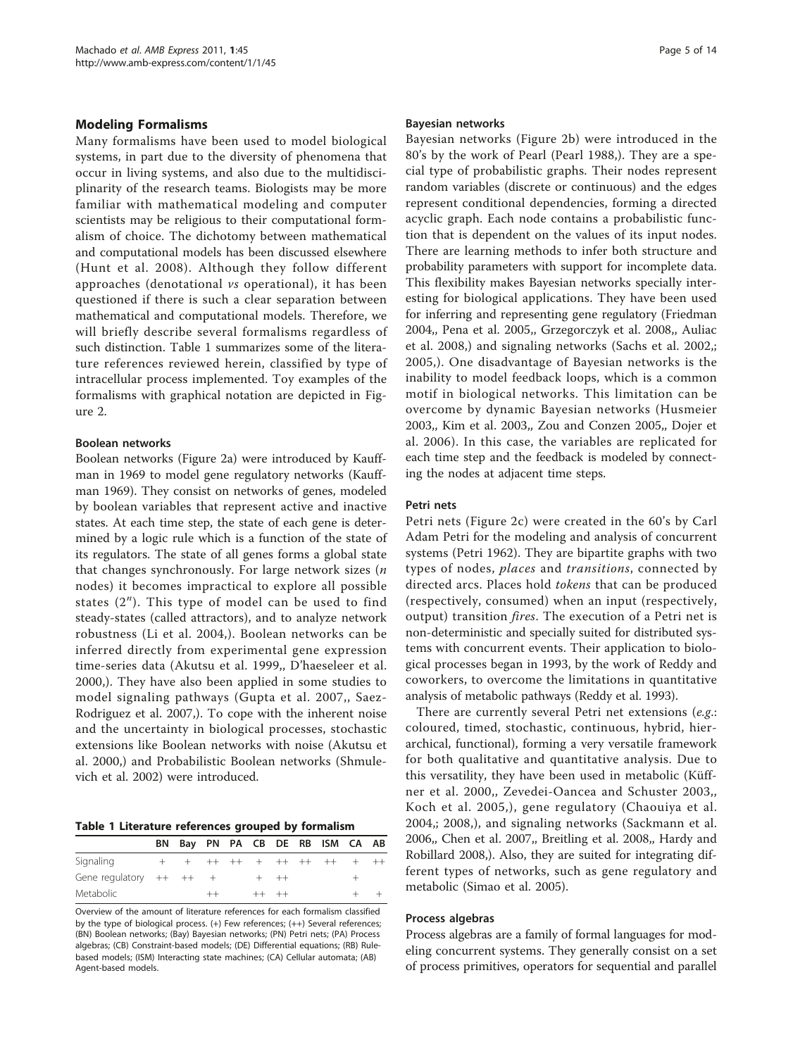## Modeling Formalisms

Many formalisms have been used to model biological systems, in part due to the diversity of phenomena that occur in living systems, and also due to the multidisciplinarity of the research teams. Biologists may be more familiar with mathematical modeling and computer scientists may be religious to their computational formalism of choice. The dichotomy between mathematical and computational models has been discussed elsewhere (Hunt et al. 2008). Although they follow different approaches (denotational *vs* operational), it has been questioned if there is such a clear separation between mathematical and computational models. Therefore, we will briefly describe several formalisms regardless of such distinction. Table 1 summarizes some of the literature references reviewed herein, classified by type of intracellular process implemented. Toy examples of the formalisms with graphical notation are depicted in Figure 2.

### Boolean networks

Boolean networks (Figure 2a) were introduced by Kauffman in 1969 to model gene regulatory networks (Kauffman 1969). They consist on networks of genes, modeled by boolean variables that represent active and inactive states. At each time step, the state of each gene is determined by a logic rule which is a function of the state of its regulators. The state of all genes forms a global state that changes synchronously. For large network sizes ($n$ nodes) it becomes impractical to explore all possible states ($2^n$). This type of model can be used to find steady-states (called attractors), and to analyze network robustness (Li et al. 2004,). Boolean networks can be inferred directly from experimental gene expression time-series data (Akutsu et al. 1999,, D'haeseleer et al. 2000,). They have also been applied in some studies to model signaling pathways (Gupta et al. 2007,, Saez-Rodriguez et al. 2007,). To cope with the inherent noise and the uncertainty in biological processes, stochastic extensions like Boolean networks with noise (Akutsu et al. 2000,) and Probabilistic Boolean networks (Shmulevich et al. 2002) were introduced.

**Table 1 Literature references grouped by formalism**

| | BN | Bay | PN | PA | CB | DE | RB | ISM | CA | AB |
|---|---|---|---|---|---|---|---|---|---|---|
| Signaling | + | + | ++ | ++ | + | ++ | ++ | ++ | + | ++ |
| Gene regulatory | ++ | ++ | + | | + | ++ | | | + | |
| Metabolic | | | ++ | | ++ | ++ | | | + | + |

Overview of the amount of literature references for each formalism classified by the type of biological process. (+) Few references; (++) Several references; (BN) Boolean networks; (Bay) Bayesian networks; (PN) Petri nets; (PA) Process algebras; (CB) Constraint-based models; (DE) Differential equations; (RB) Rule-based models; (ISM) Interacting state machines; (CA) Cellular automata; (AB) Agent-based models.

### Bayesian networks

Bayesian networks (Figure 2b) were introduced in the 80's by the work of Pearl (Pearl 1988,). They are a special type of probabilistic graphs. Their nodes represent random variables (discrete or continuous) and the edges represent conditional dependencies, forming a directed acyclic graph. Each node contains a probabilistic function that is dependent on the values of its input nodes. There are learning methods to infer both structure and probability parameters with support for incomplete data. This flexibility makes Bayesian networks specially interesting for biological applications. They have been used for inferring and representing gene regulatory (Friedman 2004,, Pena et al. 2005,, Grzegorczyk et al. 2008,, Auliac et al. 2008,) and signaling networks (Sachs et al. 2002,; 2005,). One disadvantage of Bayesian networks is the inability to model feedback loops, which is a common motif in biological networks. This limitation can be overcome by dynamic Bayesian networks (Husmeier 2003,, Kim et al. 2003,, Zou and Conzen 2005,, Dojer et al. 2006). In this case, the variables are replicated for each time step and the feedback is modeled by connecting the nodes at adjacent time steps.

### Petri nets

Petri nets (Figure 2c) were created in the 60's by Carl Adam Petri for the modeling and analysis of concurrent systems (Petri 1962). They are bipartite graphs with two types of nodes, *places* and *transitions*, connected by directed arcs. Places hold *tokens* that can be produced (respectively, consumed) when an input (respectively, output) transition *fires*. The execution of a Petri net is non-deterministic and specially suited for distributed systems with concurrent events. Their application to biological processes began in 1993, by the work of Reddy and coworkers, to overcome the limitations in quantitative analysis of metabolic pathways (Reddy et al. 1993).

There are currently several Petri net extensions (*e.g.*: coloured, timed, stochastic, continuous, hybrid, hierarchical, functional), forming a very versatile framework for both qualitative and quantitative analysis. Due to this versatility, they have been used in metabolic (Küffner et al. 2000,, Zevedei-Oancea and Schuster 2003,, Koch et al. 2005,), gene regulatory (Chaouiya et al. 2004,; 2008,), and signaling networks (Sackmann et al. 2006,, Chen et al. 2007,, Breitling et al. 2008,, Hardy and Robillard 2008,). Also, they are suited for integrating different types of networks, such as gene regulatory and metabolic (Simao et al. 2005).

### Process algebras

Process algebras are a family of formal languages for modeling concurrent systems. They generally consist on a set of process primitives, operators for sequential and parallel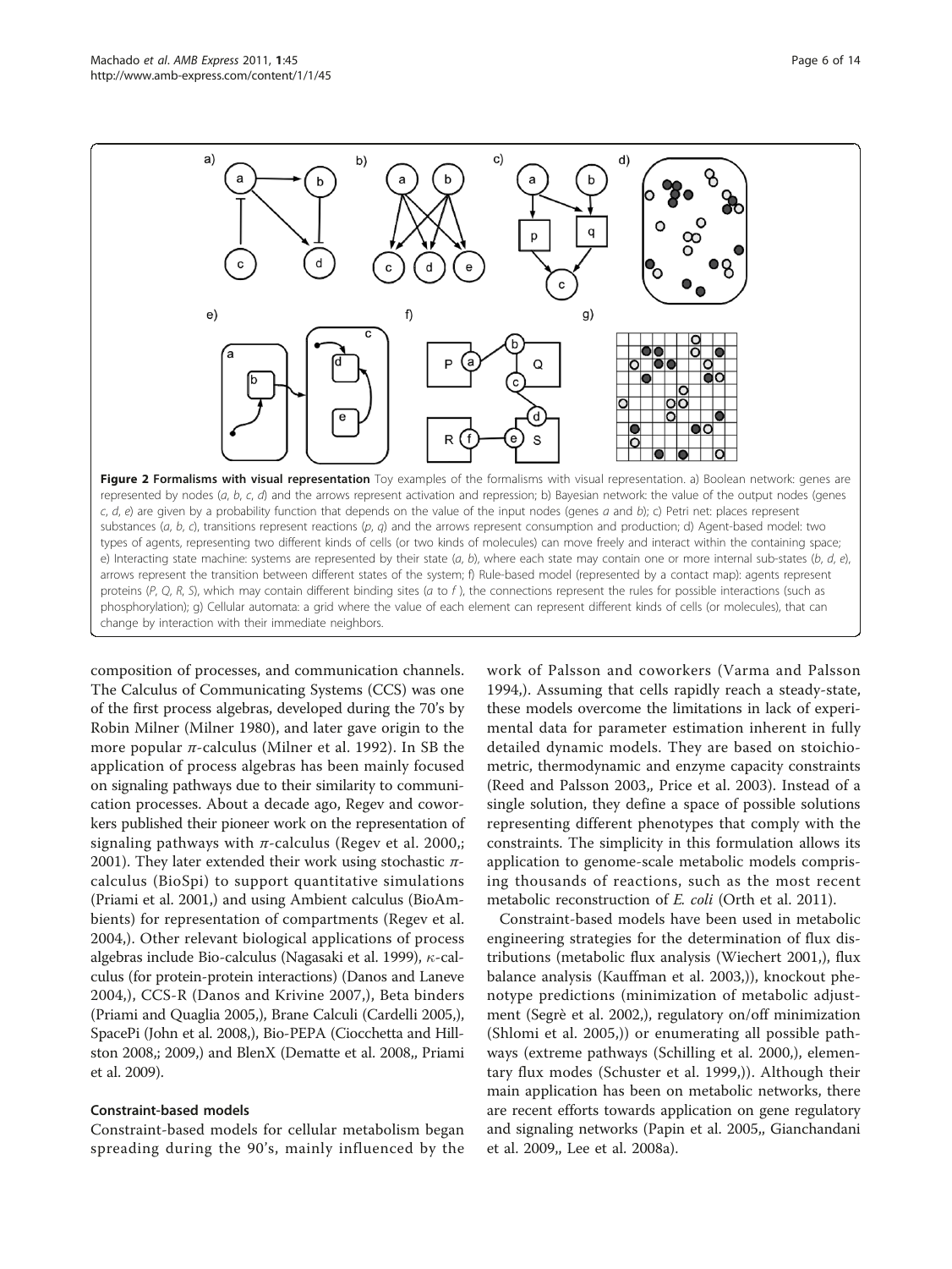**Figure 2 Formalisms with visual representation** Toy examples of the formalisms with visual representation. a) Boolean network: genes are represented by nodes (*a*, *b*, *c*, *d*) and the arrows represent activation and repression; b) Bayesian network: the value of the output nodes (genes *c*, *d*, *e*) are given by a probability function that depends on the value of the input nodes (genes *a* and *b*); c) Petri net: places represent substances (*a*, *b*, *c*), transitions represent reactions (*p*, *q*) and the arrows represent consumption and production; d) Agent-based model: two types of agents, representing two different kinds of cells (or two kinds of molecules) can move freely and interact within the containing space; e) Interacting state machine: systems are represented by their state (*a*, *b*), where each state may contain one or more internal sub-states (*b*, *d*, *e*), arrows represent the transition between different states of the system; f) Rule-based model (represented by a contact map): agents represent proteins (*P*, *Q*, *R*, *S*), which may contain different binding sites (*a* to *f* ), the connections represent the rules for possible interactions (such as phosphorylation); g) Cellular automata: a grid where the value of each element can represent different kinds of cells (or molecules), that can change by interaction with their immediate neighbors.

composition of processes, and communication channels. The Calculus of Communicating Systems (CCS) was one of the first process algebras, developed during the 70's by Robin Milner (Milner 1980), and later gave origin to the more popular $\pi$-calculus (Milner et al. 1992). In SB the application of process algebras has been mainly focused on signaling pathways due to their similarity to communication processes. About a decade ago, Regev and coworkers published their pioneer work on the representation of signaling pathways with $\pi$-calculus (Regev et al. 2000,; 2001). They later extended their work using stochastic $\pi$-calculus (BioSpi) to support quantitative simulations (Priami et al. 2001,) and using Ambient calculus (BioAmbients) for representation of compartments (Regev et al. 2004,). Other relevant biological applications of process algebras include Bio-calculus (Nagasaki et al. 1999), $\kappa$-calculus (for protein-protein interactions) (Danos and Laneve 2004,), CCS-R (Danos and Krivine 2007,), Beta binders (Priami and Quaglia 2005,), Brane Calculi (Cardelli 2005,), SpacePi (John et al. 2008,), Bio-PEPA (Ciocchetta and Hillston 2008,; 2009,) and BlenX (Dematte et al. 2008,, Priami et al. 2009).

### Constraint-based models

Constraint-based models for cellular metabolism began spreading during the 90's, mainly influenced by the work of Palsson and coworkers (Varma and Palsson 1994,). Assuming that cells rapidly reach a steady-state, these models overcome the limitations in lack of experimental data for parameter estimation inherent in fully detailed dynamic models. They are based on stoichiometric, thermodynamic and enzyme capacity constraints (Reed and Palsson 2003,, Price et al. 2003). Instead of a single solution, they define a space of possible solutions representing different phenotypes that comply with the constraints. The simplicity in this formulation allows its application to genome-scale metabolic models comprising thousands of reactions, such as the most recent metabolic reconstruction of *E. coli* (Orth et al. 2011).

Constraint-based models have been used in metabolic engineering strategies for the determination of flux distributions (metabolic flux analysis (Wiechert 2001,), flux balance analysis (Kauffman et al. 2003,)), knockout phenotype predictions (minimization of metabolic adjustment (Segrè et al. 2002,), regulatory on/off minimization (Shlomi et al. 2005,)) or enumerating all possible pathways (extreme pathways (Schilling et al. 2000,), elementary flux modes (Schuster et al. 1999,)). Although their main application has been on metabolic networks, there are recent efforts towards application on gene regulatory and signaling networks (Papin et al. 2005,, Gianchandani et al. 2009,, Lee et al. 2008a).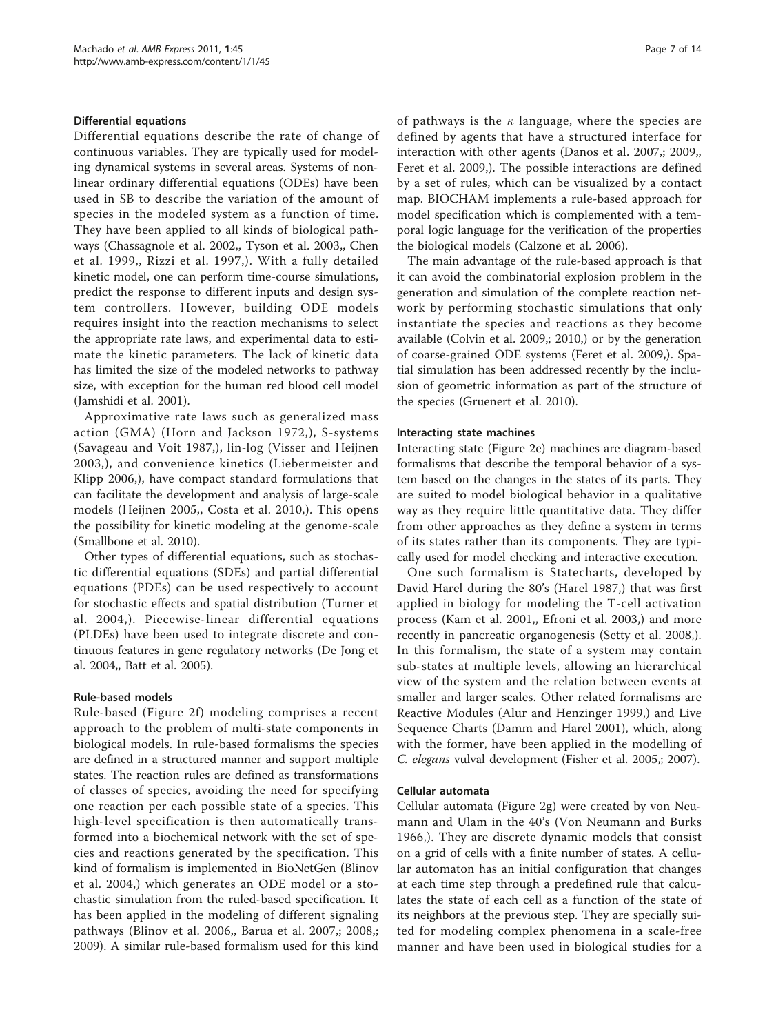#### Differential equations

Differential equations describe the rate of change of continuous variables. They are typically used for modeling dynamical systems in several areas. Systems of nonlinear ordinary differential equations (ODEs) have been used in SB to describe the variation of the amount of species in the modeled system as a function of time. They have been applied to all kinds of biological pathways (Chassagnole et al. 2002,, Tyson et al. 2003,, Chen et al. 1999,, Rizzi et al. 1997,). With a fully detailed kinetic model, one can perform time-course simulations, predict the response to different inputs and design system controllers. However, building ODE models requires insight into the reaction mechanisms to select the appropriate rate laws, and experimental data to estimate the kinetic parameters. The lack of kinetic data has limited the size of the modeled networks to pathway size, with exception for the human red blood cell model (Jamshidi et al. 2001).

Approximative rate laws such as generalized mass action (GMA) (Horn and Jackson 1972,), S-systems (Savageau and Voit 1987,), lin-log (Visser and Heijnen 2003,), and convenience kinetics (Liebermeister and Klipp 2006,), have compact standard formulations that can facilitate the development and analysis of large-scale models (Heijnen 2005,, Costa et al. 2010,). This opens the possibility for kinetic modeling at the genome-scale (Smallbone et al. 2010).

Other types of differential equations, such as stochastic differential equations (SDEs) and partial differential equations (PDEs) can be used respectively to account for stochastic effects and spatial distribution (Turner et al. 2004,). Piecewise-linear differential equations (PLDEs) have been used to integrate discrete and continuous features in gene regulatory networks (De Jong et al. 2004,, Batt et al. 2005).

#### Rule-based models

Rule-based (Figure 2f) modeling comprises a recent approach to the problem of multi-state components in biological models. In rule-based formalisms the species are defined in a structured manner and support multiple states. The reaction rules are defined as transformations of classes of species, avoiding the need for specifying one reaction per each possible state of a species. This high-level specification is then automatically transformed into a biochemical network with the set of species and reactions generated by the specification. This kind of formalism is implemented in BioNetGen (Blinov et al. 2004,) which generates an ODE model or a stochastic simulation from the ruled-based specification. It has been applied in the modeling of different signaling pathways (Blinov et al. 2006,, Barua et al. 2007,; 2008,; 2009). A similar rule-based formalism used for this kind of pathways is the $\kappa$ language, where the species are defined by agents that have a structured interface for interaction with other agents (Danos et al. 2007,; 2009,, Feret et al. 2009,). The possible interactions are defined by a set of rules, which can be visualized by a contact map. BIOCHAM implements a rule-based approach for model specification which is complemented with a temporal logic language for the verification of the properties the biological models (Calzone et al. 2006).

The main advantage of the rule-based approach is that it can avoid the combinatorial explosion problem in the generation and simulation of the complete reaction network by performing stochastic simulations that only instantiate the species and reactions as they become available (Colvin et al. 2009,; 2010,) or by the generation of coarse-grained ODE systems (Feret et al. 2009,). Spatial simulation has been addressed recently by the inclusion of geometric information as part of the structure of the species (Gruenert et al. 2010).

#### Interacting state machines

Interacting state (Figure 2e) machines are diagram-based formalisms that describe the temporal behavior of a system based on the changes in the states of its parts. They are suited to model biological behavior in a qualitative way as they require little quantitative data. They differ from other approaches as they define a system in terms of its states rather than its components. They are typically used for model checking and interactive execution.

One such formalism is Statecharts, developed by David Harel during the 80's (Harel 1987,) that was first applied in biology for modeling the T-cell activation process (Kam et al. 2001,, Efroni et al. 2003,) and more recently in pancreatic organogenesis (Setty et al. 2008,). In this formalism, the state of a system may contain sub-states at multiple levels, allowing an hierarchical view of the system and the relation between events at smaller and larger scales. Other related formalisms are Reactive Modules (Alur and Henzinger 1999,) and Live Sequence Charts (Damm and Harel 2001), which, along with the former, have been applied in the modelling of *C. elegans* vulval development (Fisher et al. 2005,; 2007).

#### Cellular automata

Cellular automata (Figure 2g) were created by von Neumann and Ulam in the 40's (Von Neumann and Burks 1966,). They are discrete dynamic models that consist on a grid of cells with a finite number of states. A cellular automaton has an initial configuration that changes at each time step through a predefined rule that calculates the state of each cell as a function of the state of its neighbors at the previous step. They are specially suited for modeling complex phenomena in a scale-free manner and have been used in biological studies for a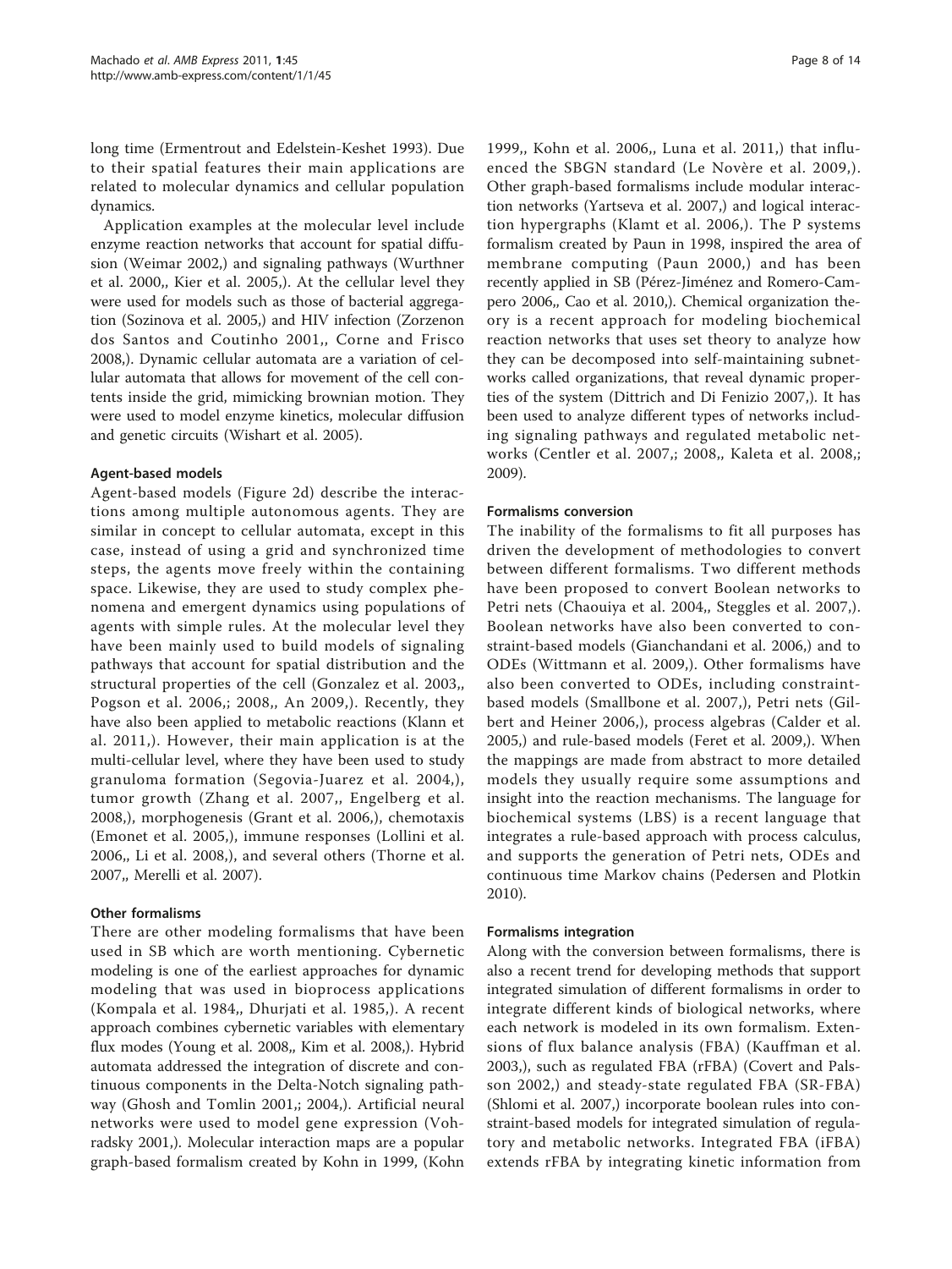long time (Ermentrout and Edelstein-Keshet 1993). Due to their spatial features their main applications are related to molecular dynamics and cellular population dynamics.

Application examples at the molecular level include enzyme reaction networks that account for spatial diffusion (Weimar 2002,) and signaling pathways (Wurthner et al. 2000,, Kier et al. 2005,). At the cellular level they were used for models such as those of bacterial aggregation (Sozinova et al. 2005,) and HIV infection (Zorzenon dos Santos and Coutinho 2001,, Corne and Frisco 2008,). Dynamic cellular automata are a variation of cellular automata that allows for movement of the cell contents inside the grid, mimicking brownian motion. They were used to model enzyme kinetics, molecular diffusion and genetic circuits (Wishart et al. 2005).

### Agent-based models

Agent-based models (Figure 2d) describe the interactions among multiple autonomous agents. They are similar in concept to cellular automata, except in this case, instead of using a grid and synchronized time steps, the agents move freely within the containing space. Likewise, they are used to study complex phenomena and emergent dynamics using populations of agents with simple rules. At the molecular level they have been mainly used to build models of signaling pathways that account for spatial distribution and the structural properties of the cell (Gonzalez et al. 2003,, Pogson et al. 2006,; 2008,, An 2009,). Recently, they have also been applied to metabolic reactions (Klann et al. 2011,). However, their main application is at the multi-cellular level, where they have been used to study granuloma formation (Segovia-Juarez et al. 2004,), tumor growth (Zhang et al. 2007,, Engelberg et al. 2008,), morphogenesis (Grant et al. 2006,), chemotaxis (Emonet et al. 2005,), immune responses (Lollini et al. 2006,, Li et al. 2008,), and several others (Thorne et al. 2007,, Merelli et al. 2007).

### Other formalisms

There are other modeling formalisms that have been used in SB which are worth mentioning. Cybernetic modeling is one of the earliest approaches for dynamic modeling that was used in bioprocess applications (Kompala et al. 1984,, Dhurjati et al. 1985,). A recent approach combines cybernetic variables with elementary flux modes (Young et al. 2008,, Kim et al. 2008,). Hybrid automata addressed the integration of discrete and continuous components in the Delta-Notch signaling pathway (Ghosh and Tomlin 2001,; 2004,). Artificial neural networks were used to model gene expression (Vohradsky 2001,). Molecular interaction maps are a popular graph-based formalism created by Kohn in 1999, (Kohn 1999,, Kohn et al. 2006,, Luna et al. 2011,) that influenced the SBGN standard (Le Novère et al. 2009,). Other graph-based formalisms include modular interaction networks (Yartseva et al. 2007,) and logical interaction hypergraphs (Klamt et al. 2006,). The P systems formalism created by Paun in 1998, inspired the area of membrane computing (Paun 2000,) and has been recently applied in SB (Pérez-Jiménez and Romero-Campero 2006,, Cao et al. 2010,). Chemical organization theory is a recent approach for modeling biochemical reaction networks that uses set theory to analyze how they can be decomposed into self-maintaining subnetworks called organizations, that reveal dynamic properties of the system (Dittrich and Di Fenizio 2007,). It has been used to analyze different types of networks including signaling pathways and regulated metabolic networks (Centler et al. 2007,; 2008,, Kaleta et al. 2008,; 2009).

### Formalisms conversion

The inability of the formalisms to fit all purposes has driven the development of methodologies to convert between different formalisms. Two different methods have been proposed to convert Boolean networks to Petri nets (Chaouiya et al. 2004,, Steggles et al. 2007,). Boolean networks have also been converted to constraint-based models (Gianchandani et al. 2006,) and to ODEs (Wittmann et al. 2009,). Other formalisms have also been converted to ODEs, including constraint-based models (Smallbone et al. 2007,), Petri nets (Gilbert and Heiner 2006,), process algebras (Calder et al. 2005,) and rule-based models (Feret et al. 2009,). When the mappings are made from abstract to more detailed models they usually require some assumptions and insight into the reaction mechanisms. The language for biochemical systems (LBS) is a recent language that integrates a rule-based approach with process calculus, and supports the generation of Petri nets, ODEs and continuous time Markov chains (Pedersen and Plotkin 2010).

### Formalisms integration

Along with the conversion between formalisms, there is also a recent trend for developing methods that support integrated simulation of different formalisms in order to integrate different kinds of biological networks, where each network is modeled in its own formalism. Extensions of flux balance analysis (FBA) (Kauffman et al. 2003,), such as regulated FBA (rFBA) (Covert and Palsson 2002,) and steady-state regulated FBA (SR-FBA) (Shlomi et al. 2007,) incorporate boolean rules into constraint-based models for integrated simulation of regulatory and metabolic networks. Integrated FBA (iFBA) extends rFBA by integrating kinetic information from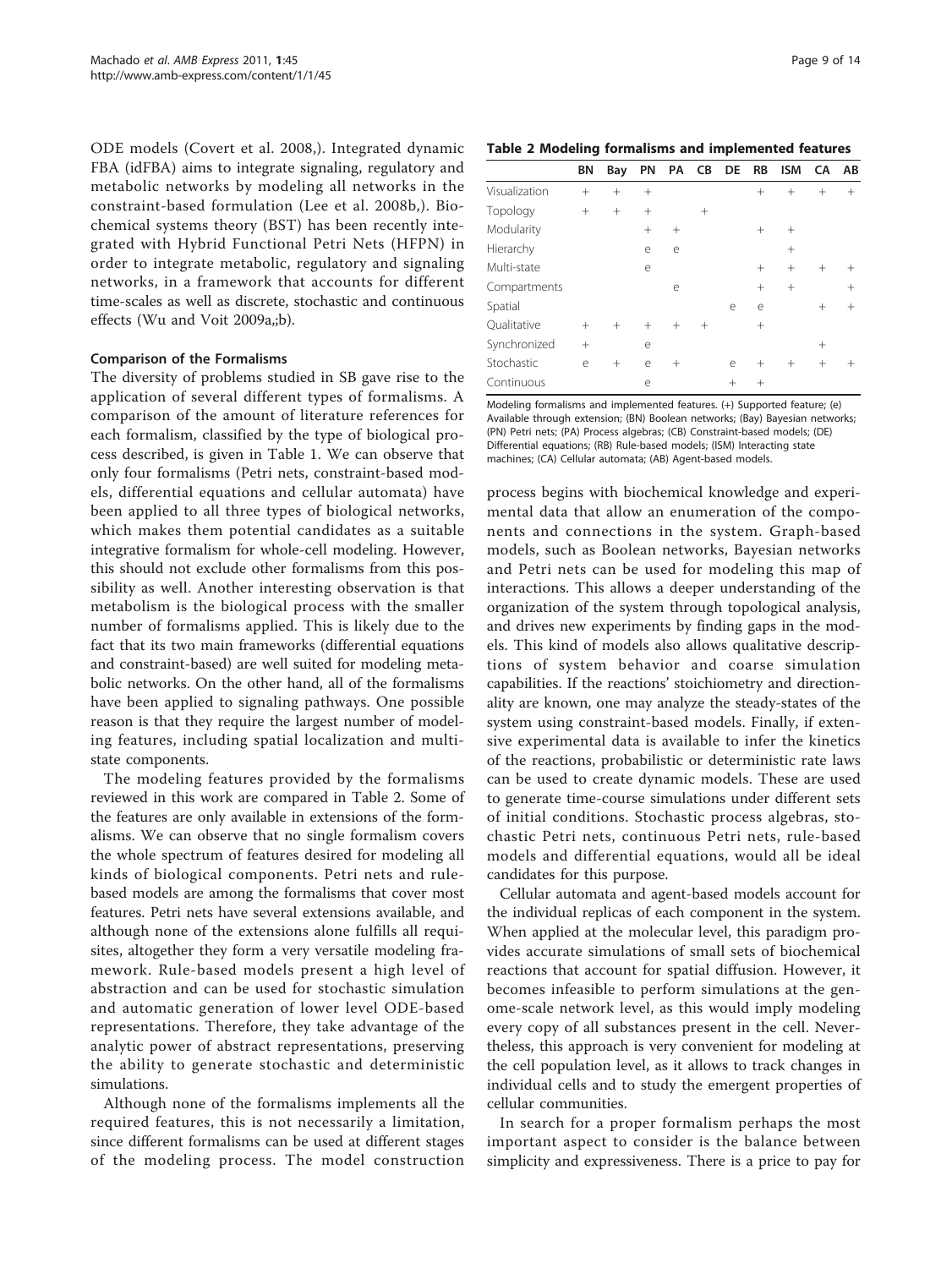ODE models (Covert et al. 2008,). Integrated dynamic FBA (idFBA) aims to integrate signaling, regulatory and metabolic networks by modeling all networks in the constraint-based formulation (Lee et al. 2008b,). Biochemical systems theory (BST) has been recently integrated with Hybrid Functional Petri Nets (HFPN) in order to integrate metabolic, regulatory and signaling networks, in a framework that accounts for different time-scales as well as discrete, stochastic and continuous effects (Wu and Voit 2009a,;b).

### Comparison of the Formalisms

The diversity of problems studied in SB gave rise to the application of several different types of formalisms. A comparison of the amount of literature references for each formalism, classified by the type of biological process described, is given in Table 1. We can observe that only four formalisms (Petri nets, constraint-based models, differential equations and cellular automata) have been applied to all three types of biological networks, which makes them potential candidates as a suitable integrative formalism for whole-cell modeling. However, this should not exclude other formalisms from this possibility as well. Another interesting observation is that metabolism is the biological process with the smaller number of formalisms applied. This is likely due to the fact that its two main frameworks (differential equations and constraint-based) are well suited for modeling metabolic networks. On the other hand, all of the formalisms have been applied to signaling pathways. One possible reason is that they require the largest number of modeling features, including spatial localization and multi-state components.

The modeling features provided by the formalisms reviewed in this work are compared in Table 2. Some of the features are only available in extensions of the formalisms. We can observe that no single formalism covers the whole spectrum of features desired for modeling all kinds of biological components. Petri nets and rule-based models are among the formalisms that cover most features. Petri nets have several extensions available, and although none of the extensions alone fulfills all requisites, altogether they form a very versatile modeling framework. Rule-based models present a high level of abstraction and can be used for stochastic simulation and automatic generation of lower level ODE-based representations. Therefore, they take advantage of the analytic power of abstract representations, preserving the ability to generate stochastic and deterministic simulations.

Although none of the formalisms implements all the required features, this is not necessarily a limitation, since different formalisms can be used at different stages of the modeling process. The model construction process begins with biochemical knowledge and experimental data that allow an enumeration of the components and connections in the system. Graph-based models, such as Boolean networks, Bayesian networks and Petri nets can be used for modeling this map of interactions. This allows a deeper understanding of the organization of the system through topological analysis, and drives new experiments by finding gaps in the models. This kind of models also allows qualitative descriptions of system behavior and coarse simulation capabilities. If the reactions' stoichiometry and directionality are known, one may analyze the steady-states of the system using constraint-based models. Finally, if extensive experimental data is available to infer the kinetics of the reactions, probabilistic or deterministic rate laws can be used to create dynamic models. These are used to generate time-course simulations under different sets of initial conditions. Stochastic process algebras, stochastic Petri nets, continuous Petri nets, rule-based models and differential equations, would all be ideal candidates for this purpose.

**Table 2 Modeling formalisms and implemented features**

| | BN | Bay | PN | PA | CB | DE | RB | ISM | CA | AB |
|---|---|---|---|---|---|---|---|---|---|---|
| Visualization | + | + | + | | | | + | + | + | + |
| Topology | + | + | + | | + | | | | | |
| Modularity | | | + | + | | | + | + | | |
| Hierarchy | | | e | e | | | | + | | |
| Multi-state | | | e | | | | + | + | + | + |
| Compartments | | | | e | | | + | + | | + |
| Spatial | | | | | | e | e | | + | + |
| Qualitative | + | + | + | + | + | | + | | | |
| Synchronized | + | | e | | | | | | + | |
| Stochastic | e | + | e | + | | e | + | + | + | + |
| Continuous | | | e | | | + | + | | | |

Modeling formalisms and implemented features. (+) Supported feature; (e) Available through extension; (BN) Boolean networks; (Bay) Bayesian networks; (PN) Petri nets; (PA) Process algebras; (CB) Constraint-based models; (DE) Differential equations; (RB) Rule-based models; (ISM) Interacting state machines; (CA) Cellular automata; (AB) Agent-based models.

Cellular automata and agent-based models account for the individual replicas of each component in the system. When applied at the molecular level, this paradigm provides accurate simulations of small sets of biochemical reactions that account for spatial diffusion. However, it becomes infeasible to perform simulations at the genome-scale network level, as this would imply modeling every copy of all substances present in the cell. Nevertheless, this approach is very convenient for modeling at the cell population level, as it allows to track changes in individual cells and to study the emergent properties of cellular communities.

In search for a proper formalism perhaps the most important aspect to consider is the balance between simplicity and expressiveness. There is a price to pay for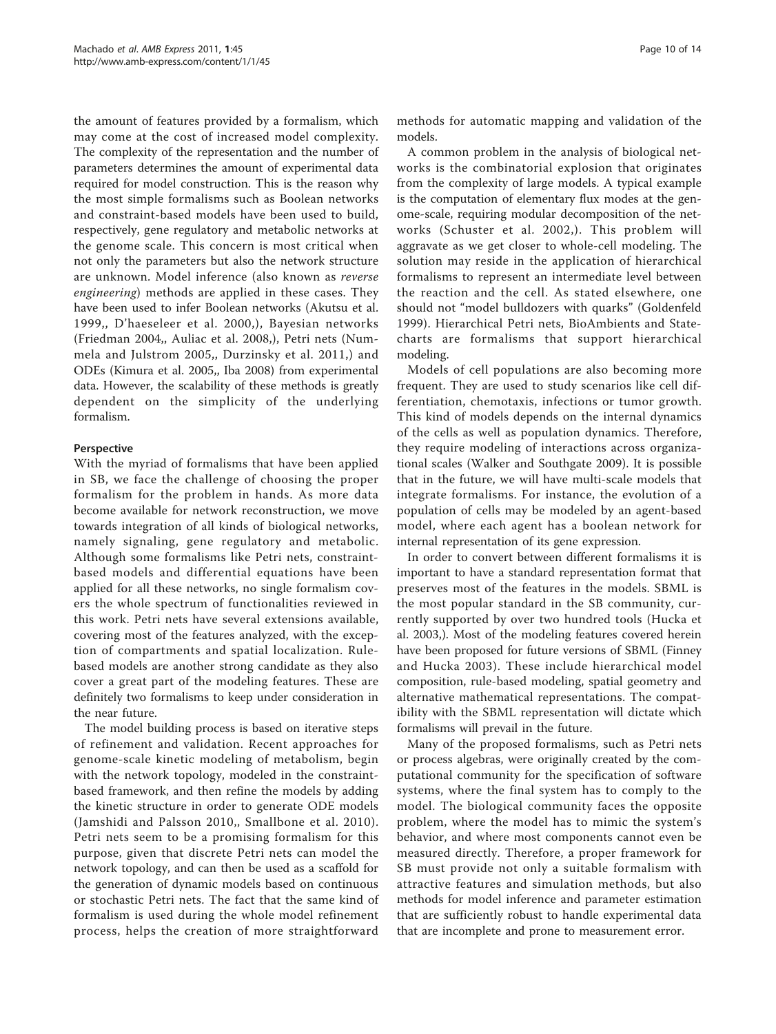the amount of features provided by a formalism, which may come at the cost of increased model complexity. The complexity of the representation and the number of parameters determines the amount of experimental data required for model construction. This is the reason why the most simple formalisms such as Boolean networks and constraint-based models have been used to build, respectively, gene regulatory and metabolic networks at the genome scale. This concern is most critical when not only the parameters but also the network structure are unknown. Model inference (also known as *reverse engineering*) methods are applied in these cases. They have been used to infer Boolean networks (Akutsu et al. 1999,, D'haeseleer et al. 2000,), Bayesian networks (Friedman 2004,, Auliac et al. 2008,), Petri nets (Nummela and Julstrom 2005,, Durzinsky et al. 2011,) and ODEs (Kimura et al. 2005,, Iba 2008) from experimental data. However, the scalability of these methods is greatly dependent on the simplicity of the underlying formalism.

#### Perspective

With the myriad of formalisms that have been applied in SB, we face the challenge of choosing the proper formalism for the problem in hands. As more data become available for network reconstruction, we move towards integration of all kinds of biological networks, namely signaling, gene regulatory and metabolic. Although some formalisms like Petri nets, constraint-based models and differential equations have been applied for all these networks, no single formalism covers the whole spectrum of functionalities reviewed in this work. Petri nets have several extensions available, covering most of the features analyzed, with the exception of compartments and spatial localization. Rule-based models are another strong candidate as they also cover a great part of the modeling features. These are definitely two formalisms to keep under consideration in the near future.

The model building process is based on iterative steps of refinement and validation. Recent approaches for genome-scale kinetic modeling of metabolism, begin with the network topology, modeled in the constraint-based framework, and then refine the models by adding the kinetic structure in order to generate ODE models (Jamshidi and Palsson 2010,, Smallbone et al. 2010). Petri nets seem to be a promising formalism for this purpose, given that discrete Petri nets can model the network topology, and can then be used as a scaffold for the generation of dynamic models based on continuous or stochastic Petri nets. The fact that the same kind of formalism is used during the whole model refinement process, helps the creation of more straightforward methods for automatic mapping and validation of the models.

A common problem in the analysis of biological networks is the combinatorial explosion that originates from the complexity of large models. A typical example is the computation of elementary flux modes at the genome-scale, requiring modular decomposition of the networks (Schuster et al. 2002,). This problem will aggravate as we get closer to whole-cell modeling. The solution may reside in the application of hierarchical formalisms to represent an intermediate level between the reaction and the cell. As stated elsewhere, one should not "model bulldozers with quarks" (Goldenfeld 1999). Hierarchical Petri nets, BioAmbients and Statecharts are formalisms that support hierarchical modeling.

Models of cell populations are also becoming more frequent. They are used to study scenarios like cell differentiation, chemotaxis, infections or tumor growth. This kind of models depends on the internal dynamics of the cells as well as population dynamics. Therefore, they require modeling of interactions across organizational scales (Walker and Southgate 2009). It is possible that in the future, we will have multi-scale models that integrate formalisms. For instance, the evolution of a population of cells may be modeled by an agent-based model, where each agent has a boolean network for internal representation of its gene expression.

In order to convert between different formalisms it is important to have a standard representation format that preserves most of the features in the models. SBML is the most popular standard in the SB community, currently supported by over two hundred tools (Hucka et al. 2003,). Most of the modeling features covered herein have been proposed for future versions of SBML (Finney and Hucka 2003). These include hierarchical model composition, rule-based modeling, spatial geometry and alternative mathematical representations. The compatibility with the SBML representation will dictate which formalisms will prevail in the future.

Many of the proposed formalisms, such as Petri nets or process algebras, were originally created by the computational community for the specification of software systems, where the final system has to comply to the model. The biological community faces the opposite problem, where the model has to mimic the system's behavior, and where most components cannot even be measured directly. Therefore, a proper framework for SB must provide not only a suitable formalism with attractive features and simulation methods, but also methods for model inference and parameter estimation that are sufficiently robust to handle experimental data that are incomplete and prone to measurement error.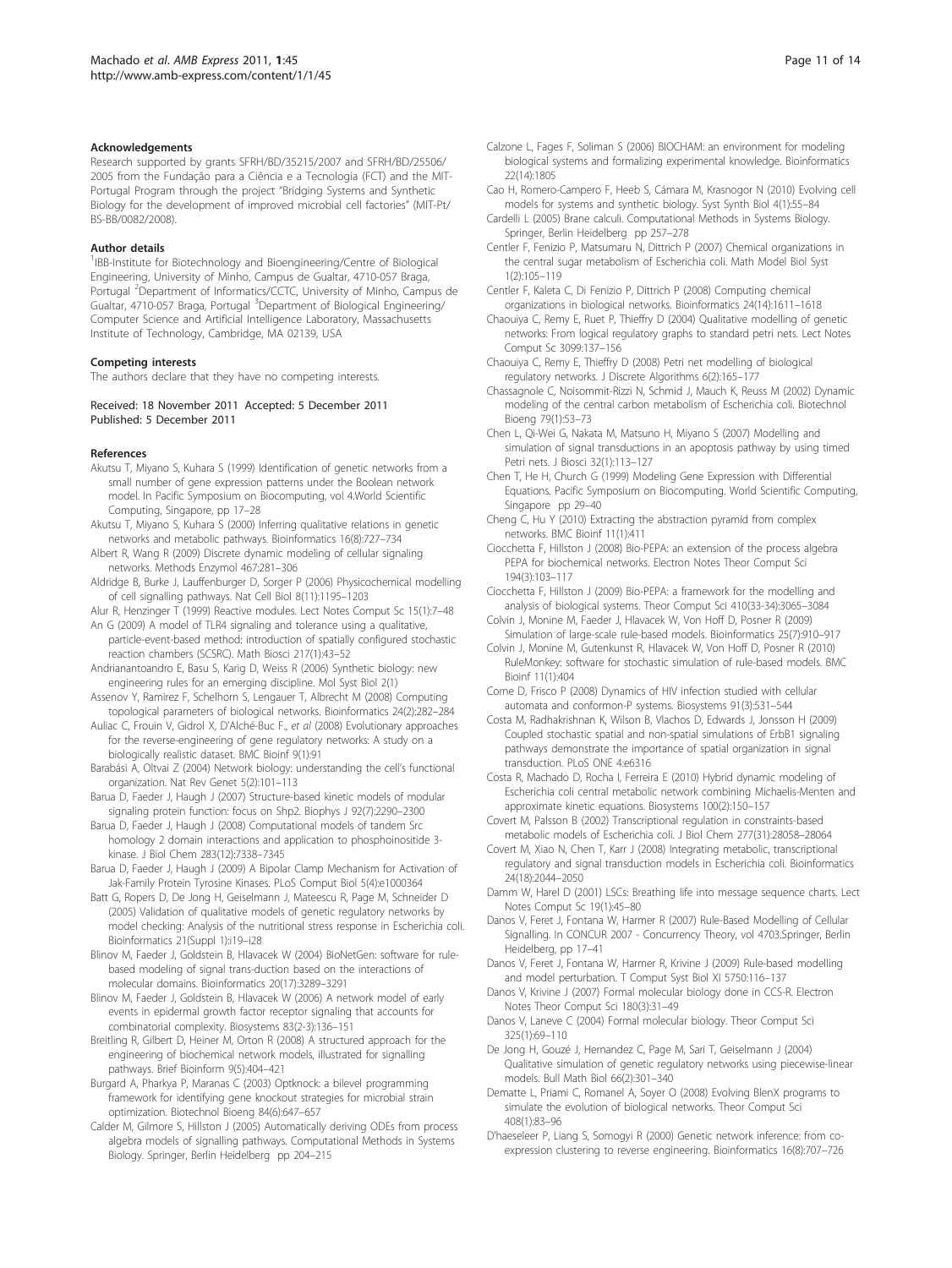#### Acknowledgements

Research supported by grants SFRH/BD/35215/2007 and SFRH/BD/25506/2005 from the Fundação para a Ciência e a Tecnologia (FCT) and the MIT-Portugal Program through the project "Bridging Systems and Synthetic Biology for the development of improved microbial cell factories" (MIT-Pt/BS-BB/0082/2008).

#### Author details

[1]IBB-Institute for Biotechnology and Bioengineering/Centre of Biological Engineering, University of Minho, Campus de Gualtar, 4710-057 Braga, Portugal [2]Department of Informatics/CCTC, University of Minho, Campus de Gualtar, 4710-057 Braga, Portugal [3]Department of Biological Engineering/Computer Science and Artificial Intelligence Laboratory, Massachusetts Institute of Technology, Cambridge, MA 02139, USA

#### Competing interests

The authors declare that they have no competing interests.

Received: 18 November 2011 Accepted: 5 December 2011
Published: 5 December 2011

#### References

- Akutsu T, Miyano S, Kuhara S (1999) Identification of genetic networks from a small number of gene expression patterns under the Boolean network model. In Pacific Symposium on Biocomputing, vol 4.World Scientific Computing, Singapore, pp 17–28
- Akutsu T, Miyano S, Kuhara S (2000) Inferring qualitative relations in genetic networks and metabolic pathways. Bioinformatics 16(8):727–734
- Albert R, Wang R (2009) Discrete dynamic modeling of cellular signaling networks. Methods Enzymol 467:281–306
- Aldridge B, Burke J, Lauffenburger D, Sorger P (2006) Physicochemical modelling of cell signalling pathways. Nat Cell Biol 8(11):1195–1203
- Alur R, Henzinger T (1999) Reactive modules. Lect Notes Comput Sc 15(1):7–48
- An G (2009) A model of TLR4 signaling and tolerance using a qualitative, particle-event-based method: introduction of spatially configured stochastic reaction chambers (SCSRC). Math Biosci 217(1):43–52
- Andrianantoandro E, Basu S, Karig D, Weiss R (2006) Synthetic biology: new engineering rules for an emerging discipline. Mol Syst Biol 2(1)
- Assenov Y, Ramirez F, Schelhorn S, Lengauer T, Albrecht M (2008) Computing topological parameters of biological networks. Bioinformatics 24(2):282–284
- Auliac C, Frouin V, Gidrol X, D'Alché-Buc F., et al (2008) Evolutionary approaches for the reverse-engineering of gene regulatory networks: A study on a biologically realistic dataset. BMC Bioinf 9(1):91
- Barabási A, Oltvai Z (2004) Network biology: understanding the cell's functional organization. Nat Rev Genet 5(2):101–113
- Barua D, Faeder J, Haugh J (2007) Structure-based kinetic models of modular signaling protein function: focus on Shp2. Biophys J 92(7):2290–2300
- Barua D, Faeder J, Haugh J (2008) Computational models of tandem Src homology 2 domain interactions and application to phosphoinositide 3-kinase. J Biol Chem 283(12):7338–7345
- Barua D, Faeder J, Haugh J (2009) A Bipolar Clamp Mechanism for Activation of Jak-Family Protein Tyrosine Kinases. PLoS Comput Biol 5(4):e1000364
- Batt G, Ropers D, De Jong H, Geiselmann J, Mateescu R, Page M, Schneider D (2005) Validation of qualitative models of genetic regulatory networks by model checking: Analysis of the nutritional stress response in Escherichia coli. Bioinformatics 21(Suppl 1):i19–i28
- Blinov M, Faeder J, Goldstein B, Hlavacek W (2004) BioNetGen: software for rule-based modeling of signal trans-duction based on the interactions of molecular domains. Bioinformatics 20(17):3289–3291
- Blinov M, Faeder J, Goldstein B, Hlavacek W (2006) A network model of early events in epidermal growth factor receptor signaling that accounts for combinatorial complexity. Biosystems 83(2-3):136–151
- Breitling R, Gilbert D, Heiner M, Orton R (2008) A structured approach for the engineering of biochemical network models, illustrated for signalling pathways. Brief Bioinform 9(5):404–421
- Burgard A, Pharkya P, Maranas C (2003) Optknock: a bilevel programming framework for identifying gene knockout strategies for microbial strain optimization. Biotechnol Bioeng 84(6):647–657
- Calder M, Gilmore S, Hillston J (2005) Automatically deriving ODEs from process algebra models of signalling pathways. Computational Methods in Systems Biology. Springer, Berlin Heidelberg pp 204–215
- Calzone L, Fages F, Soliman S (2006) BIOCHAM: an environment for modeling biological systems and formalizing experimental knowledge. Bioinformatics 22(14):1805
- Cao H, Romero-Campero F, Heeb S, Cámara M, Krasnogor N (2010) Evolving cell models for systems and synthetic biology. Syst Synth Biol 4(1):55–84
- Cardelli L (2005) Brane calculi. Computational Methods in Systems Biology. Springer, Berlin Heidelberg pp 257–278
- Centler F, Fenizio P, Matsumaru N, Dittrich P (2007) Chemical organizations in the central sugar metabolism of Escherichia coli. Math Model Biol Syst 1(2):105–119
- Centler F, Kaleta C, Di Fenizio P, Dittrich P (2008) Computing chemical organizations in biological networks. Bioinformatics 24(14):1611–1618
- Chaouiya C, Remy E, Ruet P, Thieffry D (2004) Qualitative modelling of genetic networks: From logical regulatory graphs to standard petri nets. Lect Notes Comput Sc 3099:137–156
- Chaouiya C, Remy E, Thieffry D (2008) Petri net modelling of biological regulatory networks. J Discrete Algorithms 6(2):165–177
- Chassagnole C, Noisommit-Rizzi N, Schmid J, Mauch K, Reuss M (2002) Dynamic modeling of the central carbon metabolism of Escherichia coli. Biotechnol Bioeng 79(1):53–73
- Chen L, Qi-Wei G, Nakata M, Matsuno H, Miyano S (2007) Modelling and simulation of signal transductions in an apoptosis pathway by using timed Petri nets. J Biosci 32(1):113–127
- Chen T, He H, Church G (1999) Modeling Gene Expression with Differential Equations. Pacific Symposium on Biocomputing. World Scientific Computing, Singapore pp 29–40
- Cheng C, Hu Y (2010) Extracting the abstraction pyramid from complex networks. BMC Bioinf 11(1):411
- Ciocchetta F, Hillston J (2008) Bio-PEPA: an extension of the process algebra PEPA for biochemical networks. Electron Notes Theor Comput Sci 194(3):103–117
- Ciocchetta F, Hillston J (2009) Bio-PEPA: a framework for the modelling and analysis of biological systems. Theor Comput Sci 410(33-34):3065–3084
- Colvin J, Monine M, Faeder J, Hlavacek W, Von Hoff D, Posner R (2009) Simulation of large-scale rule-based models. Bioinformatics 25(7):910–917
- Colvin J, Monine M, Gutenkunst R, Hlavacek W, Von Hoff D, Posner R (2010) RuleMonkey: software for stochastic simulation of rule-based models. BMC Bioinf 11(1):404
- Corne D, Frisco P (2008) Dynamics of HIV infection studied with cellular automata and conformon-P systems. Biosystems 91(3):531–544
- Costa M, Radhakrishnan K, Wilson B, Vlachos D, Edwards J, Jonsson H (2009) Coupled stochastic spatial and non-spatial simulations of ErbB1 signaling pathways demonstrate the importance of spatial organization in signal transduction. PLoS ONE 4:e6316
- Costa R, Machado D, Rocha I, Ferreira E (2010) Hybrid dynamic modeling of Escherichia coli central metabolic network combining Michaelis-Menten and approximate kinetic equations. Biosystems 100(2):150–157
- Covert M, Palsson B (2002) Transcriptional regulation in constraints-based metabolic models of Escherichia coli. J Biol Chem 277(31):28058–28064
- Covert M, Xiao N, Chen T, Karr J (2008) Integrating metabolic, transcriptional regulatory and signal transduction models in Escherichia coli. Bioinformatics 24(18):2044–2050
- Damm W, Harel D (2001) LSCs: Breathing life into message sequence charts. Lect Notes Comput Sc 19(1):45–80
- Danos V, Feret J, Fontana W, Harmer R (2007) Rule-Based Modelling of Cellular Signalling. In CONCUR 2007 - Concurrency Theory, vol 4703.Springer, Berlin Heidelberg, pp 17–41
- Danos V, Feret J, Fontana W, Harmer R, Krivine J (2009) Rule-based modelling and model perturbation. T Comput Syst Biol XI 5750:116–137
- Danos V, Krivine J (2007) Formal molecular biology done in CCS-R. Electron Notes Theor Comput Sci 180(3):31–49
- Danos V, Laneve C (2004) Formal molecular biology. Theor Comput Sci 325(1):69–110
- De Jong H, Gouzé J, Hernandez C, Page M, Sari T, Geiselmann J (2004) Qualitative simulation of genetic regulatory networks using piecewise-linear models. Bull Math Biol 66(2):301–340
- Dematte L, Priami C, Romanel A, Soyer O (2008) Evolving BlenX programs to simulate the evolution of biological networks. Theor Comput Sci 408(1):83–96
- D'haeseleer P, Liang S, Somogyi R (2000) Genetic network inference: from co-expression clustering to reverse engineering. Bioinformatics 16(8):707–726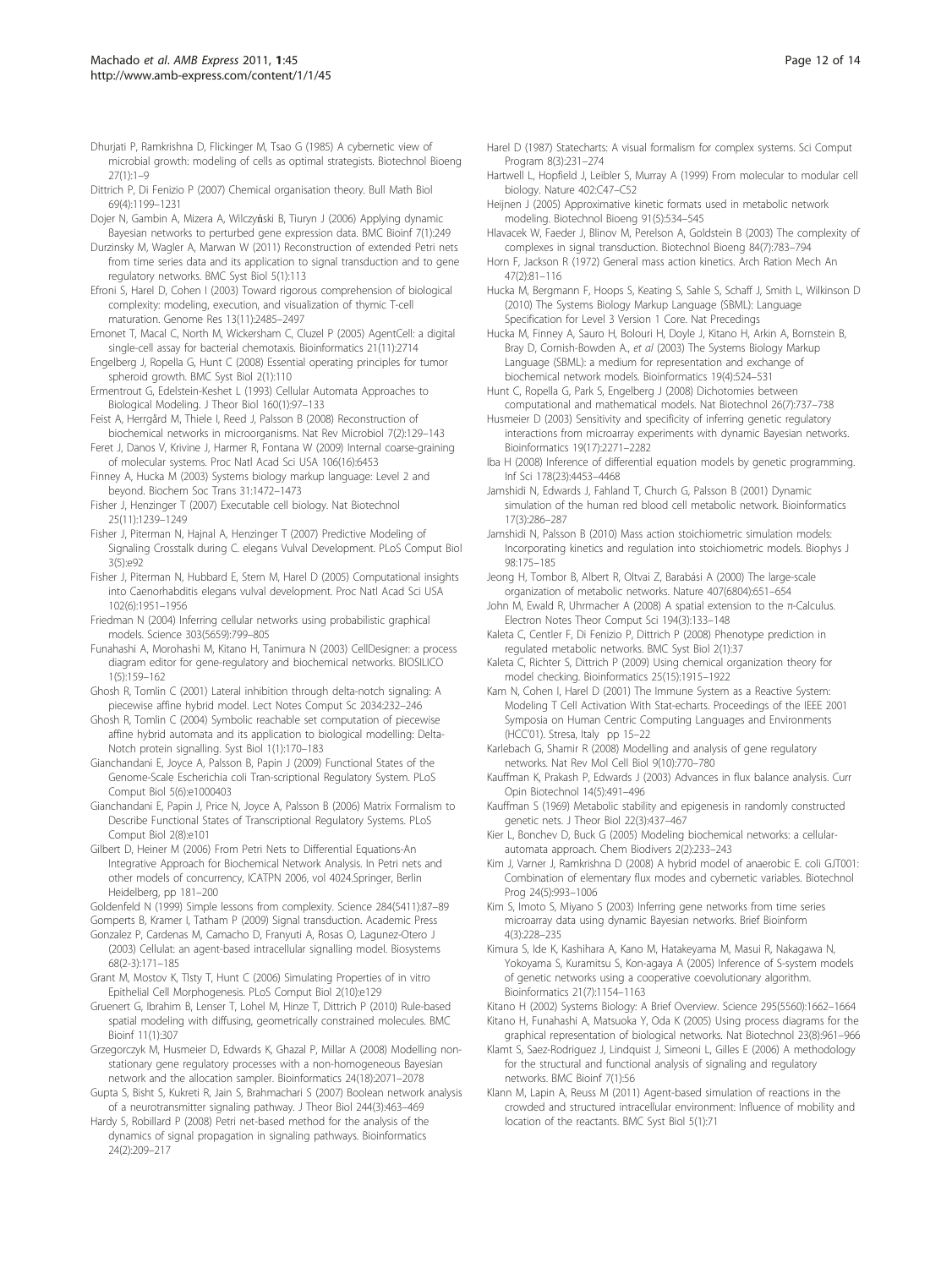Dhurjati P, Ramkrishna D, Flickinger M, Tsao G (1985) A cybernetic view of microbial growth: modeling of cells as optimal strategists. Biotechnol Bioeng 27(1):1–9

Dittrich P, Di Fenizio P (2007) Chemical organisation theory. Bull Math Biol 69(4):1199–1231

Dojer N, Gambin A, Mizera A, Wilczyński B, Tiuryn J (2006) Applying dynamic Bayesian networks to perturbed gene expression data. BMC Bioinf 7(1):249

Durzinsky M, Wagler A, Marwan W (2011) Reconstruction of extended Petri nets from time series data and its application to signal transduction and to gene regulatory networks. BMC Syst Biol 5(1):113

Efroni S, Harel D, Cohen I (2003) Toward rigorous comprehension of biological complexity: modeling, execution, and visualization of thymic T-cell maturation. Genome Res 13(11):2485–2497

Emonet T, Macal C, North M, Wickersham C, Cluzel P (2005) AgentCell: a digital single-cell assay for bacterial chemotaxis. Bioinformatics 21(11):2714

Engelberg J, Ropella G, Hunt C (2008) Essential operating principles for tumor spheroid growth. BMC Syst Biol 2(1):110

Ermentrout G, Edelstein-Keshet L (1993) Cellular Automata Approaches to Biological Modeling. J Theor Biol 160(1):97–133

Feist A, Herrgård M, Thiele I, Reed J, Palsson B (2008) Reconstruction of biochemical networks in microorganisms. Nat Rev Microbiol 7(2):129–143

Feret J, Danos V, Krivine J, Harmer R, Fontana W (2009) Internal coarse-graining of molecular systems. Proc Natl Acad Sci USA 106(16):6453

Finney A, Hucka M (2003) Systems biology markup language: Level 2 and beyond. Biochem Soc Trans 31:1472–1473

Fisher J, Henzinger T (2007) Executable cell biology. Nat Biotechnol 25(11):1239–1249

Fisher J, Piterman N, Hajnal A, Henzinger T (2007) Predictive Modeling of Signaling Crosstalk during C. elegans Vulval Development. PLoS Comput Biol 3(5):e92

Fisher J, Piterman N, Hubbard E, Stern M, Harel D (2005) Computational insights into Caenorhabditis elegans vulval development. Proc Natl Acad Sci USA 102(6):1951–1956

Friedman N (2004) Inferring cellular networks using probabilistic graphical models. Science 303(5659):799–805

Funahashi A, Morohashi M, Kitano H, Tanimura N (2003) CellDesigner: a process diagram editor for gene-regulatory and biochemical networks. BIOSILICO 1(5):159–162

Ghosh R, Tomlin C (2001) Lateral inhibition through delta-notch signaling: A piecewise affine hybrid model. Lect Notes Comput Sc 2034:232–246

Ghosh R, Tomlin C (2004) Symbolic reachable set computation of piecewise affine hybrid automata and its application to biological modelling: Delta-Notch protein signalling. Syst Biol 1(1):170–183

Gianchandani E, Joyce A, Palsson B, Papin J (2009) Functional States of the Genome-Scale Escherichia coli Tran-scriptional Regulatory System. PLoS Comput Biol 5(6):e1000403

Gianchandani E, Papin J, Price N, Joyce A, Palsson B (2006) Matrix Formalism to Describe Functional States of Transcriptional Regulatory Systems. PLoS Comput Biol 2(8):e101

Gilbert D, Heiner M (2006) From Petri Nets to Differential Equations-An Integrative Approach for Biochemical Network Analysis. In Petri nets and other models of concurrency, ICATPN 2006, vol 4024.Springer, Berlin Heidelberg, pp 181–200

Goldenfeld N (1999) Simple lessons from complexity. Science 284(5411):87–89

Gomperts B, Kramer I, Tatham P (2009) Signal transduction. Academic Press

Gonzalez P, Cardenas M, Camacho D, Franyuti A, Rosas O, Lagunez-Otero J (2003) Cellulat: an agent-based intracellular signalling model. Biosystems 68(2-3):171–185

Grant M, Mostov K, Tlsty T, Hunt C (2006) Simulating Properties of in vitro Epithelial Cell Morphogenesis. PLoS Comput Biol 2(10):e129

Gruenert G, Ibrahim B, Lenser T, Lohel M, Hinze T, Dittrich P (2010) Rule-based spatial modeling with diffusing, geometrically constrained molecules. BMC Bioinf 11(1):307

Grzegorczyk M, Husmeier D, Edwards K, Ghazal P, Millar A (2008) Modelling non-stationary gene regulatory processes with a non-homogeneous Bayesian network and the allocation sampler. Bioinformatics 24(18):2071–2078

Gupta S, Bisht S, Kukreti R, Jain S, Brahmachari S (2007) Boolean network analysis of a neurotransmitter signaling pathway. J Theor Biol 244(3):463–469

Hardy S, Robillard P (2008) Petri net-based method for the analysis of the dynamics of signal propagation in signaling pathways. Bioinformatics 24(2):209–217

Harel D (1987) Statecharts: A visual formalism for complex systems. Sci Comput Program 8(3):231–274

Hartwell L, Hopfield J, Leibler S, Murray A (1999) From molecular to modular cell biology. Nature 402:C47–C52

Heijnen J (2005) Approximative kinetic formats used in metabolic network modeling. Biotechnol Bioeng 91(5):534–545

Hlavacek W, Faeder J, Blinov M, Perelson A, Goldstein B (2003) The complexity of complexes in signal transduction. Biotechnol Bioeng 84(7):783–794

Horn F, Jackson R (1972) General mass action kinetics. Arch Ration Mech An 47(2):81–116

Hucka M, Bergmann F, Hoops S, Keating S, Sahle S, Schaff J, Smith L, Wilkinson D (2010) The Systems Biology Markup Language (SBML): Language Specification for Level 3 Version 1 Core. Nat Precedings

Hucka M, Finney A, Sauro H, Bolouri H, Doyle J, Kitano H, Arkin A, Bornstein B, Bray D, Cornish-Bowden A., et al (2003) The Systems Biology Markup Language (SBML): a medium for representation and exchange of biochemical network models. Bioinformatics 19(4):524–531

Hunt C, Ropella G, Park S, Engelberg J (2008) Dichotomies between computational and mathematical models. Nat Biotechnol 26(7):737–738

Husmeier D (2003) Sensitivity and specificity of inferring genetic regulatory interactions from microarray experiments with dynamic Bayesian networks. Bioinformatics 19(17):2271–2282

Iba H (2008) Inference of differential equation models by genetic programming. Inf Sci 178(23):4453–4468

Jamshidi N, Edwards J, Fahland T, Church G, Palsson B (2001) Dynamic simulation of the human red blood cell metabolic network. Bioinformatics 17(3):286–287

Jamshidi N, Palsson B (2010) Mass action stoichiometric simulation models: Incorporating kinetics and regulation into stoichiometric models. Biophys J 98:175–185

Jeong H, Tombor B, Albert R, Oltvai Z, Barabási A (2000) The large-scale organization of metabolic networks. Nature 407(6804):651–654

John M, Ewald R, Uhrmacher A (2008) A spatial extension to the π-Calculus. Electron Notes Theor Comput Sci 194(3):133–148

Kaleta C, Centler F, Di Fenizio P, Dittrich P (2008) Phenotype prediction in regulated metabolic networks. BMC Syst Biol 2(1):37

Kaleta C, Richter S, Dittrich P (2009) Using chemical organization theory for model checking. Bioinformatics 25(15):1915–1922

Kam N, Cohen I, Harel D (2001) The Immune System as a Reactive System: Modeling T Cell Activation With Stat-echarts. Proceedings of the IEEE 2001 Symposia on Human Centric Computing Languages and Environments (HCC'01). Stresa, Italy pp 15–22

Karlebach G, Shamir R (2008) Modelling and analysis of gene regulatory networks. Nat Rev Mol Cell Biol 9(10):770–780

Kauffman K, Prakash P, Edwards J (2003) Advances in flux balance analysis. Curr Opin Biotechnol 14(5):491–496

Kauffman S (1969) Metabolic stability and epigenesis in randomly constructed genetic nets. J Theor Biol 22(3):437–467

Kier L, Bonchev D, Buck G (2005) Modeling biochemical networks: a cellular-automata approach. Chem Biodivers 2(2):233–243

Kim J, Varner J, Ramkrishna D (2008) A hybrid model of anaerobic E. coli GJT001: Combination of elementary flux modes and cybernetic variables. Biotechnol Prog 24(5):993–1006

Kim S, Imoto S, Miyano S (2003) Inferring gene networks from time series microarray data using dynamic Bayesian networks. Brief Bioinform 4(3):228–235

Kimura S, Ide K, Kashihara A, Kano M, Hatakeyama M, Masui R, Nakagawa N, Yokoyama S, Kuramitsu S, Kon-agaya A (2005) Inference of S-system models of genetic networks using a cooperative coevolutionary algorithm. Bioinformatics 21(7):1154–1163

Kitano H (2002) Systems Biology: A Brief Overview. Science 295(5560):1662–1664

Kitano H, Funahashi A, Matsuoka Y, Oda K (2005) Using process diagrams for the graphical representation of biological networks. Nat Biotechnol 23(8):961–966

Klamt S, Saez-Rodriguez J, Lindquist J, Simeoni L, Gilles E (2006) A methodology for the structural and functional analysis of signaling and regulatory networks. BMC Bioinf 7(1):56

Klann M, Lapin A, Reuss M (2011) Agent-based simulation of reactions in the crowded and structured intracellular environment: Influence of mobility and location of the reactants. BMC Syst Biol 5(1):71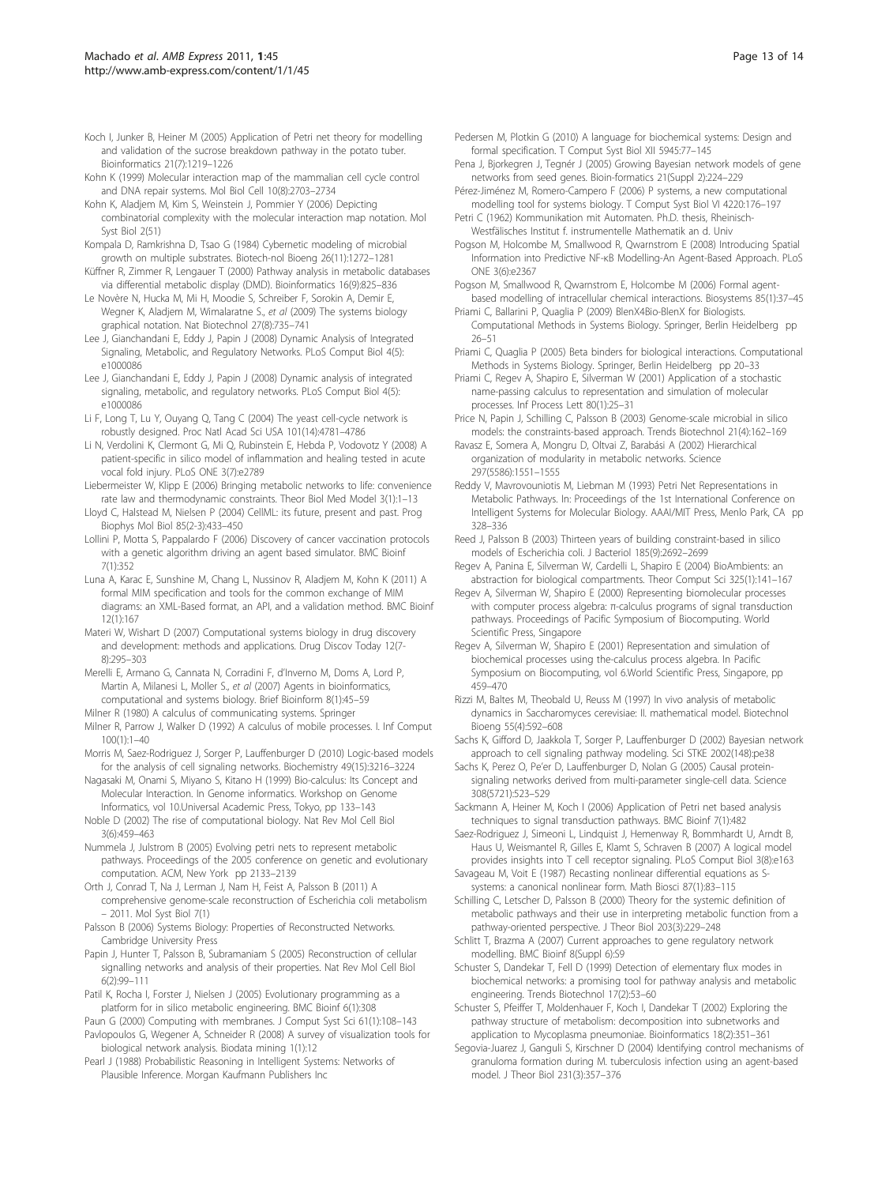Koch I, Junker B, Heiner M (2005) Application of Petri net theory for modelling and validation of the sucrose breakdown pathway in the potato tuber. Bioinformatics 21(7):1219–1226

Kohn K (1999) Molecular interaction map of the mammalian cell cycle control and DNA repair systems. Mol Biol Cell 10(8):2703–2734

Kohn K, Aladjem M, Kim S, Weinstein J, Pommier Y (2006) Depicting combinatorial complexity with the molecular interaction map notation. Mol Syst Biol 2(51)

Kompala D, Ramkrishna D, Tsao G (1984) Cybernetic modeling of microbial growth on multiple substrates. Biotech-nol Bioeng 26(11):1272–1281

Küffner R, Zimmer R, Lengauer T (2000) Pathway analysis in metabolic databases via differential metabolic display (DMD). Bioinformatics 16(9):825–836

Le Novère N, Hucka M, Mi H, Moodie S, Schreiber F, Sorokin A, Demir E, Wegner K, Aladjem M, Wimalaratne S., *et al* (2009) The systems biology graphical notation. Nat Biotechnol 27(8):735–741

Lee J, Gianchandani E, Eddy J, Papin J (2008) Dynamic Analysis of Integrated Signaling, Metabolic, and Regulatory Networks. PLoS Comput Biol 4(5): e1000086

Lee J, Gianchandani E, Eddy J, Papin J (2008) Dynamic analysis of integrated signaling, metabolic, and regulatory networks. PLoS Comput Biol 4(5): e1000086

Li F, Long T, Lu Y, Ouyang Q, Tang C (2004) The yeast cell-cycle network is robustly designed. Proc Natl Acad Sci USA 101(14):4781–4786

Li N, Verdolini K, Clermont G, Mi Q, Rubinstein E, Hebda P, Vodovotz Y (2008) A patient-specific in silico model of inflammation and healing tested in acute vocal fold injury. PLoS ONE 3(7):e2789

Liebermeister W, Klipp E (2006) Bringing metabolic networks to life: convenience rate law and thermodynamic constraints. Theor Biol Med Model 3(1):1–13

Lloyd C, Halstead M, Nielsen P (2004) CellML: its future, present and past. Prog Biophys Mol Biol 85(2-3):433–450

Lollini P, Motta S, Pappalardo F (2006) Discovery of cancer vaccination protocols with a genetic algorithm driving an agent based simulator. BMC Bioinf 7(1):352

Luna A, Karac E, Sunshine M, Chang L, Nussinov R, Aladjem M, Kohn K (2011) A formal MIM specification and tools for the common exchange of MIM diagrams: an XML-Based format, an API, and a validation method. BMC Bioinf 12(1):167

Materi W, Wishart D (2007) Computational systems biology in drug discovery and development: methods and applications. Drug Discov Today 12(7-8):295–303

Merelli E, Armano G, Cannata N, Corradini F, d'Inverno M, Doms A, Lord P, Martin A, Milanesi L, Moller S., *et al* (2007) Agents in bioinformatics, computational and systems biology. Brief Bioinform 8(1):45–59

Milner R (1980) A calculus of communicating systems. Springer

Milner R, Parrow J, Walker D (1992) A calculus of mobile processes. I. Inf Comput 100(1):1–40

Morris M, Saez-Rodriguez J, Sorger P, Lauffenburger D (2010) Logic-based models for the analysis of cell signaling networks. Biochemistry 49(15):3216–3224

Nagasaki M, Onami S, Miyano S, Kitano H (1999) Bio-calculus: Its Concept and Molecular Interaction. In Genome informatics. Workshop on Genome Informatics, vol 10.Universal Academic Press, Tokyo, pp 133–143

Noble D (2002) The rise of computational biology. Nat Rev Mol Cell Biol 3(6):459–463

Nummela J, Julstrom B (2005) Evolving petri nets to represent metabolic pathways. Proceedings of the 2005 conference on genetic and evolutionary computation. ACM, New York pp 2133–2139

Orth J, Conrad T, Na J, Lerman J, Nam H, Feist A, Palsson B (2011) A comprehensive genome-scale reconstruction of Escherichia coli metabolism – 2011. Mol Syst Biol 7(1)

Palsson B (2006) Systems Biology: Properties of Reconstructed Networks. Cambridge University Press

Papin J, Hunter T, Palsson B, Subramaniam S (2005) Reconstruction of cellular signalling networks and analysis of their properties. Nat Rev Mol Cell Biol 6(2):99–111

Patil K, Rocha I, Forster J, Nielsen J (2005) Evolutionary programming as a platform for in silico metabolic engineering. BMC Bioinf 6(1):308

Paun G (2000) Computing with membranes. J Comput Syst Sci 61(1):108–143

Pavlopoulos G, Wegener A, Schneider R (2008) A survey of visualization tools for biological network analysis. Biodata mining 1(1):12

Pearl J (1988) Probabilistic Reasoning in Intelligent Systems: Networks of Plausible Inference. Morgan Kaufmann Publishers Inc

Pedersen M, Plotkin G (2010) A language for biochemical systems: Design and formal specification. T Comput Syst Biol XII 5945:77–145

Pena J, Bjorkegren J, Tegnér J (2005) Growing Bayesian network models of gene networks from seed genes. Bioin-formatics 21(Suppl 2):224–229

Pérez-Jiménez M, Romero-Campero F (2006) P systems, a new computational modelling tool for systems biology. T Comput Syst Biol VI 4220:176–197

Petri C (1962) Kommunikation mit Automaten. Ph.D. thesis, Rheinisch-Westfälisches Institut f. instrumentelle Mathematik an d. Univ

Pogson M, Holcombe M, Smallwood R, Qwarnstrom E (2008) Introducing Spatial Information into Predictive NF-κB Modelling-An Agent-Based Approach. PLoS ONE 3(6):e2367

Pogson M, Smallwood R, Qwarnstrom E, Holcombe M (2006) Formal agent-based modelling of intracellular chemical interactions. Biosystems 85(1):37–45

Priami C, Ballarini P, Quaglia P (2009) BlenX4Bio-BlenX for Biologists. Computational Methods in Systems Biology. Springer, Berlin Heidelberg pp 26–51

Priami C, Quaglia P (2005) Beta binders for biological interactions. Computational Methods in Systems Biology. Springer, Berlin Heidelberg pp 20–33

Priami C, Regev A, Shapiro E, Silverman W (2001) Application of a stochastic name-passing calculus to representation and simulation of molecular processes. Inf Process Lett 80(1):25–31

Price N, Papin J, Schilling C, Palsson B (2003) Genome-scale microbial in silico models: the constraints-based approach. Trends Biotechnol 21(4):162–169

Ravasz E, Somera A, Mongru D, Oltvai Z, Barabási A (2002) Hierarchical organization of modularity in metabolic networks. Science 297(5586):1551–1555

Reddy V, Mavrovouniotis M, Liebman M (1993) Petri Net Representations in Metabolic Pathways. In: Proceedings of the 1st International Conference on Intelligent Systems for Molecular Biology. AAAI/MIT Press, Menlo Park, CA pp 328–336

Reed J, Palsson B (2003) Thirteen years of building constraint-based in silico models of Escherichia coli. J Bacteriol 185(9):2692–2699

Regev A, Panina E, Silverman W, Cardelli L, Shapiro E (2004) BioAmbients: an abstraction for biological compartments. Theor Comput Sci 325(1):141–167

Regev A, Silverman W, Shapiro E (2000) Representing biomolecular processes with computer process algebra: π-calculus programs of signal transduction pathways. Proceedings of Pacific Symposium of Biocomputing. World Scientific Press, Singapore

Regev A, Silverman W, Shapiro E (2001) Representation and simulation of biochemical processes using the-calculus process algebra. In Pacific Symposium on Biocomputing, vol 6.World Scientific Press, Singapore, pp 459–470

Rizzi M, Baltes M, Theobald U, Reuss M (1997) In vivo analysis of metabolic dynamics in Saccharomyces cerevisiae: II. mathematical model. Biotechnol Bioeng 55(4):592–608

Sachs K, Gifford D, Jaakkola T, Sorger P, Lauffenburger D (2002) Bayesian network approach to cell signaling pathway modeling. Sci STKE 2002(148):pe38

Sachs K, Perez O, Pe'er D, Lauffenburger D, Nolan G (2005) Causal protein-signaling networks derived from multi-parameter single-cell data. Science 308(5721):523–529

Sackmann A, Heiner M, Koch I (2006) Application of Petri net based analysis techniques to signal transduction pathways. BMC Bioinf 7(1):482

Saez-Rodriguez J, Simeoni L, Lindquist J, Hemenway R, Bommhardt U, Arndt B, Haus U, Weismantel R, Gilles E, Klamt S, Schraven B (2007) A logical model provides insights into T cell receptor signaling. PLoS Comput Biol 3(8):e163

Savageau M, Voit E (1987) Recasting nonlinear differential equations as S-systems: a canonical nonlinear form. Math Biosci 87(1):83–115

Schilling C, Letscher D, Palsson B (2000) Theory for the systemic definition of metabolic pathways and their use in interpreting metabolic function from a pathway-oriented perspective. J Theor Biol 203(3):229–248

Schlitt T, Brazma A (2007) Current approaches to gene regulatory network modelling. BMC Bioinf 8(Suppl 6):S9

Schuster S, Dandekar T, Fell D (1999) Detection of elementary flux modes in biochemical networks: a promising tool for pathway analysis and metabolic engineering. Trends Biotechnol 17(2):53–60

Schuster S, Pfeiffer T, Moldenhauer F, Koch I, Dandekar T (2002) Exploring the pathway structure of metabolism: decomposition into subnetworks and application to Mycoplasma pneumoniae. Bioinformatics 18(2):351–361

Segovia-Juarez J, Ganguli S, Kirschner D (2004) Identifying control mechanisms of granuloma formation during M. tuberculosis infection using an agent-based model. J Theor Biol 231(3):357–376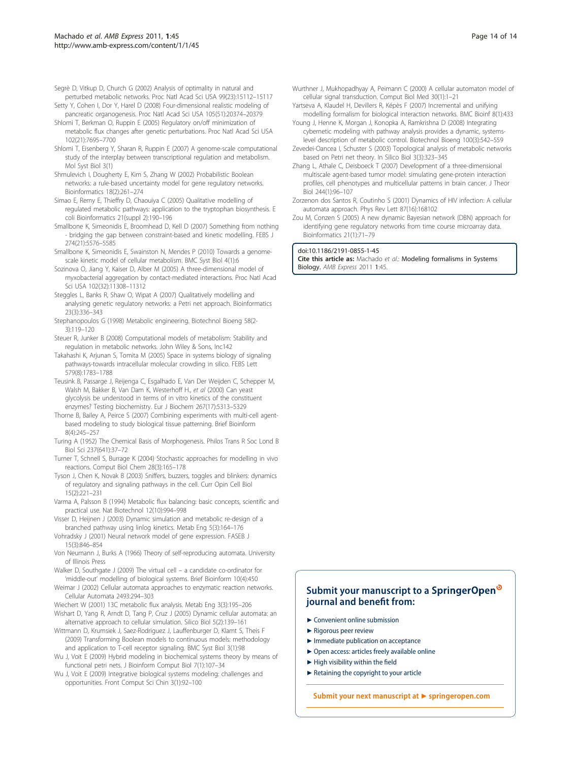Segrè D, Vitkup D, Church G (2002) Analysis of optimality in natural and perturbed metabolic networks. Proc Natl Acad Sci USA 99(23):15112–15117

Setty Y, Cohen I, Dor Y, Harel D (2008) Four-dimensional realistic modeling of pancreatic organogenesis. Proc Natl Acad Sci USA 105(51):20374–20379

Shlomi T, Berkman O, Ruppin E (2005) Regulatory on/off minimization of metabolic flux changes after genetic perturbations. Proc Natl Acad Sci USA 102(21):7695–7700

Shlomi T, Eisenberg Y, Sharan R, Ruppin E (2007) A genome-scale computational study of the interplay between transcriptional regulation and metabolism. Mol Syst Biol 3(1)

Shmulevich I, Dougherty E, Kim S, Zhang W (2002) Probabilistic Boolean networks: a rule-based uncertainty model for gene regulatory networks. Bioinformatics 18(2):261–274

Simao E, Remy E, Thieffry D, Chaouiya C (2005) Qualitative modelling of regulated metabolic pathways: application to the tryptophan biosynthesis. E coli Bioinformatics 21(suppl 2):190–196

Smallbone K, Simeonidis E, Broomhead D, Kell D (2007) Something from nothing - bridging the gap between constraint-based and kinetic modelling. FEBS J 274(21):5576–5585

Smallbone K, Simeonidis E, Swainston N, Mendes P (2010) Towards a genome-scale kinetic model of cellular metabolism. BMC Syst Biol 4(1):6

Sozinova O, Jiang Y, Kaiser D, Alber M (2005) A three-dimensional model of myxobacterial aggregation by contact-mediated interactions. Proc Natl Acad Sci USA 102(32):11308–11312

Steggles L, Banks R, Shaw O, Wipat A (2007) Qualitatively modelling and analysing genetic regulatory networks: a Petri net approach. Bioinformatics 23(3):336–343

Stephanopoulos G (1998) Metabolic engineering. Biotechnol Bioeng 58(2-3):119–120

Steuer R, Junker B (2008) Computational models of metabolism: Stability and regulation in metabolic networks. John Wiley & Sons, Inc142

Takahashi K, Arjunan S, Tomita M (2005) Space in systems biology of signaling pathways-towards intracellular molecular crowding in silico. FEBS Lett 579(8):1783–1788

Teusink B, Passarge J, Reijenga C, Esgalhado E, Van Der Weijden C, Schepper M, Walsh M, Bakker B, Van Dam K, Westerhoff H., *et al* (2000) Can yeast glycolysis be understood in terms of in vitro kinetics of the constituent enzymes? Testing biochemistry. Eur J Biochem 267(17):5313–5329

Thorne B, Bailey A, Peirce S (2007) Combining experiments with multi-cell agent-based modeling to study biological tissue patterning. Brief Bioinform 8(4):245–257

Turing A (1952) The Chemical Basis of Morphogenesis. Philos Trans R Soc Lond B Biol Sci 237(641):37–72

Turner T, Schnell S, Burrage K (2004) Stochastic approaches for modelling in vivo reactions. Comput Biol Chem 28(3):165–178

Tyson J, Chen K, Novak B (2003) Sniffers, buzzers, toggles and blinkers: dynamics of regulatory and signaling pathways in the cell. Curr Opin Cell Biol 15(2):221–231

Varma A, Palsson B (1994) Metabolic flux balancing: basic concepts, scientific and practical use. Nat Biotechnol 12(10):994–998

Visser D, Heijnen J (2003) Dynamic simulation and metabolic re-design of a branched pathway using linlog kinetics. Metab Eng 5(3):164–176

Vohradsky J (2001) Neural network model of gene expression. FASEB J 15(3):846–854

Von Neumann J, Burks A (1966) Theory of self-reproducing automata. University of Illinois Press

Walker D, Southgate J (2009) The virtual cell – a candidate co-ordinator for 'middle-out' modelling of biological systems. Brief Bioinform 10(4):450

Weimar J (2002) Cellular automata approaches to enzymatic reaction networks. Cellular Automata 2493:294–303

Wiechert W (2001) 13C metabolic flux analysis. Metab Eng 3(3):195–206

Wishart D, Yang R, Arndt D, Tang P, Cruz J (2005) Dynamic cellular automata: an alternative approach to cellular simulation. Silico Biol 5(2):139–161

Wittmann D, Krumsiek J, Saez-Rodriguez J, Lauffenburger D, Klamt S, Theis F (2009) Transforming Boolean models to continuous models: methodology and application to T-cell receptor signaling. BMC Syst Biol 3(1):98

Wu J, Voit E (2009) Hybrid modeling in biochemical systems theory by means of functional petri nets. J Bioinform Comput Biol 7(1):107–34

Wu J, Voit E (2009) Integrative biological systems modeling: challenges and opportunities. Front Comput Sci Chin 3(1):92–100

Wurthner J, Mukhopadhyay A, Peimann C (2000) A cellular automaton model of cellular signal transduction. Comput Biol Med 30(1):1–21

Yartseva A, Klaudel H, Devillers R, Képès F (2007) Incremental and unifying modelling formalism for biological interaction networks. BMC Bioinf 8(1):433

Young J, Henne K, Morgan J, Konopka A, Ramkrishna D (2008) Integrating cybernetic modeling with pathway analysis provides a dynamic, systems-level description of metabolic control. Biotechnol Bioeng 100(3):542–559

Zevedei-Oancea I, Schuster S (2003) Topological analysis of metabolic networks based on Petri net theory. In Silico Biol 3(3):323–345

Zhang L, Athale C, Deisboeck T (2007) Development of a three-dimensional multiscale agent-based tumor model: simulating gene-protein interaction profiles, cell phenotypes and multicellular patterns in brain cancer. J Theor Biol 244(1):96–107

Zorzenon dos Santos R, Coutinho S (2001) Dynamics of HIV infection: A cellular automata approach. Phys Rev Lett 87(16):168102

Zou M, Conzen S (2005) A new dynamic Bayesian network (DBN) approach for identifying gene regulatory networks from time course microarray data. Bioinformatics 21(1):71–79

doi:10.1186/2191-0855-1-45

**Cite this article as:** Machado *et al.*: Modeling formalisms in Systems Biology. *AMB Express* 2011 **1**:45.

**Submit your manuscript to a SpringerOpen journal and benefit from:**

- ► Convenient online submission
- ► Rigorous peer review
- ► Immediate publication on acceptance
- ► Open access: articles freely available online
- ► High visibility within the field
- ► Retaining the copyright to your article

**Submit your next manuscript at ► springeropen.com**